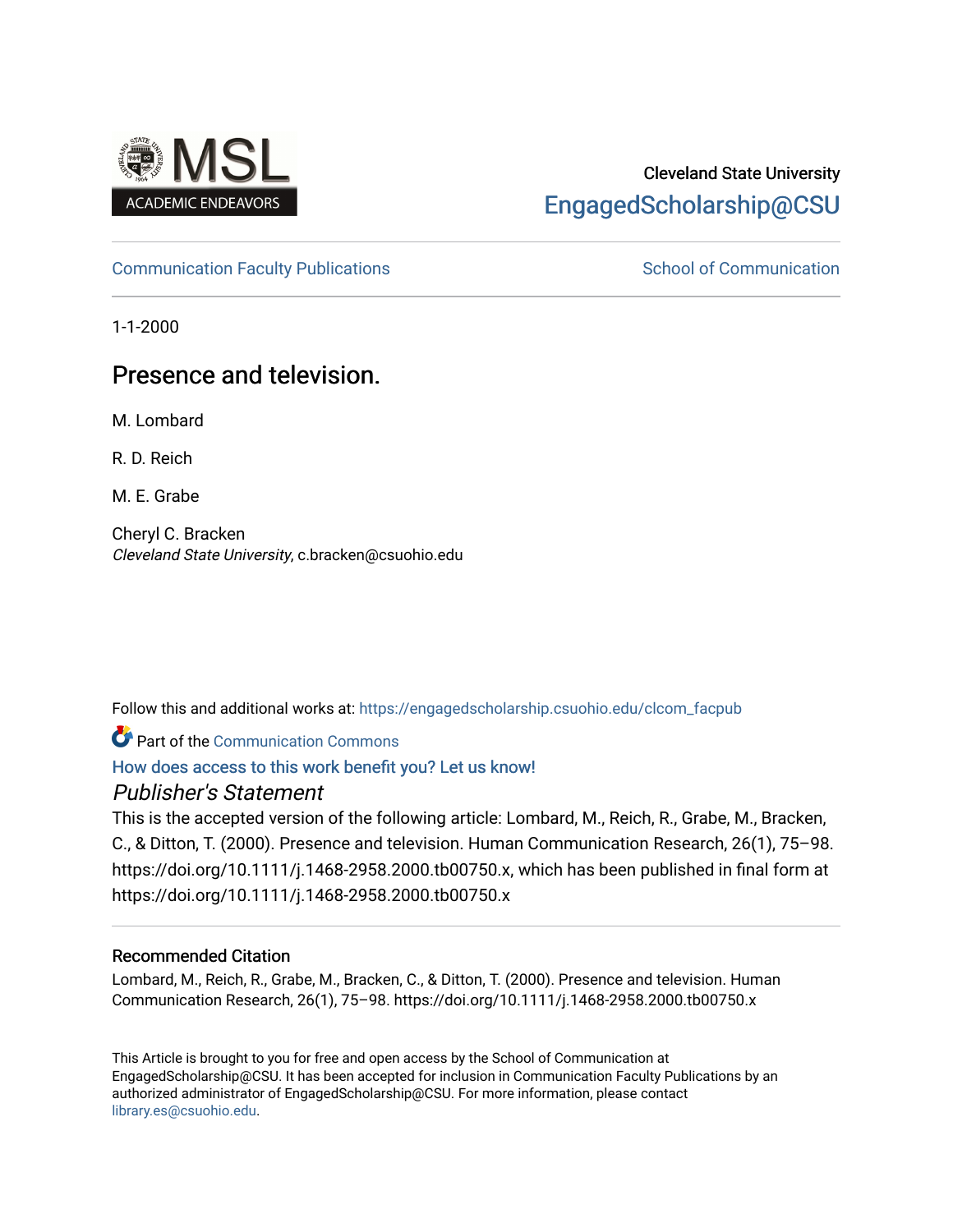Cleveland State University

EngagedScholarship@CSU

Communication Faculty Publications | School of Communication

1-1-2000

# Presence and television.

M. Lombard

R. D. Reich

M. E. Grabe

Cheryl C. Bracken
*Cleveland State University*, c.bracken@csuohio.edu

Follow this and additional works at: https://engagedscholarship.csuohio.edu/clcom_facpub

Part of the Communication Commons

How does access to this work benefit you? Let us know!

## *Publisher's Statement*

This is the accepted version of the following article: Lombard, M., Reich, R., Grabe, M., Bracken, C., & Ditton, T. (2000). Presence and television. Human Communication Research, 26(1), 75–98. https://doi.org/10.1111/j.1468-2958.2000.tb00750.x, which has been published in final form at https://doi.org/10.1111/j.1468-2958.2000.tb00750.x

### Recommended Citation

Lombard, M., Reich, R., Grabe, M., Bracken, C., & Ditton, T. (2000). Presence and television. Human Communication Research, 26(1), 75–98. https://doi.org/10.1111/j.1468-2958.2000.tb00750.x

This Article is brought to you for free and open access by the School of Communication at EngagedScholarship@CSU. It has been accepted for inclusion in Communication Faculty Publications by an authorized administrator of EngagedScholarship@CSU. For more information, please contact library.es@csuohio.edu.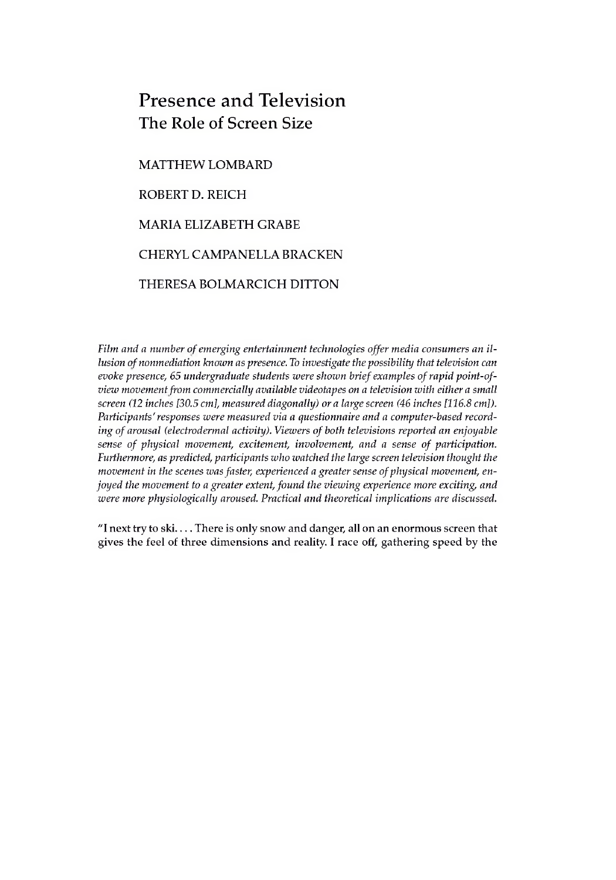# Presence and Television

## The Role of Screen Size

MATTHEW LOMBARD

ROBERT D. REICH

MARIA ELIZABETH GRABE

CHERYL CAMPANELLA BRACKEN

THERESA BOLMARCICH DITTON

*Film and a number of emerging entertainment technologies offer media consumers an illusion of nonmediation known as presence. To investigate the possibility that television can evoke presence, 65 undergraduate students were shown brief examples of rapid point-of-view movement from commercially available videotapes on a television with either a small screen (12 inches [30.5 cm], measured diagonally) or a large screen (46 inches [116.8 cm]). Participants' responses were measured via a questionnaire and a computer-based recording of arousal (electrodermal activity). Viewers of both televisions reported an enjoyable sense of physical movement, excitement, involvement, and a sense of participation. Furthermore, as predicted, participants who watched the large screen television thought the movement in the scenes was faster, experienced a greater sense of physical movement, enjoyed the movement to a greater extent, found the viewing experience more exciting, and were more physiologically aroused. Practical and theoretical implications are discussed.*

"I next try to ski. . . . There is only snow and danger, all on an enormous screen that gives the feel of three dimensions and reality. I race off, gathering speed by the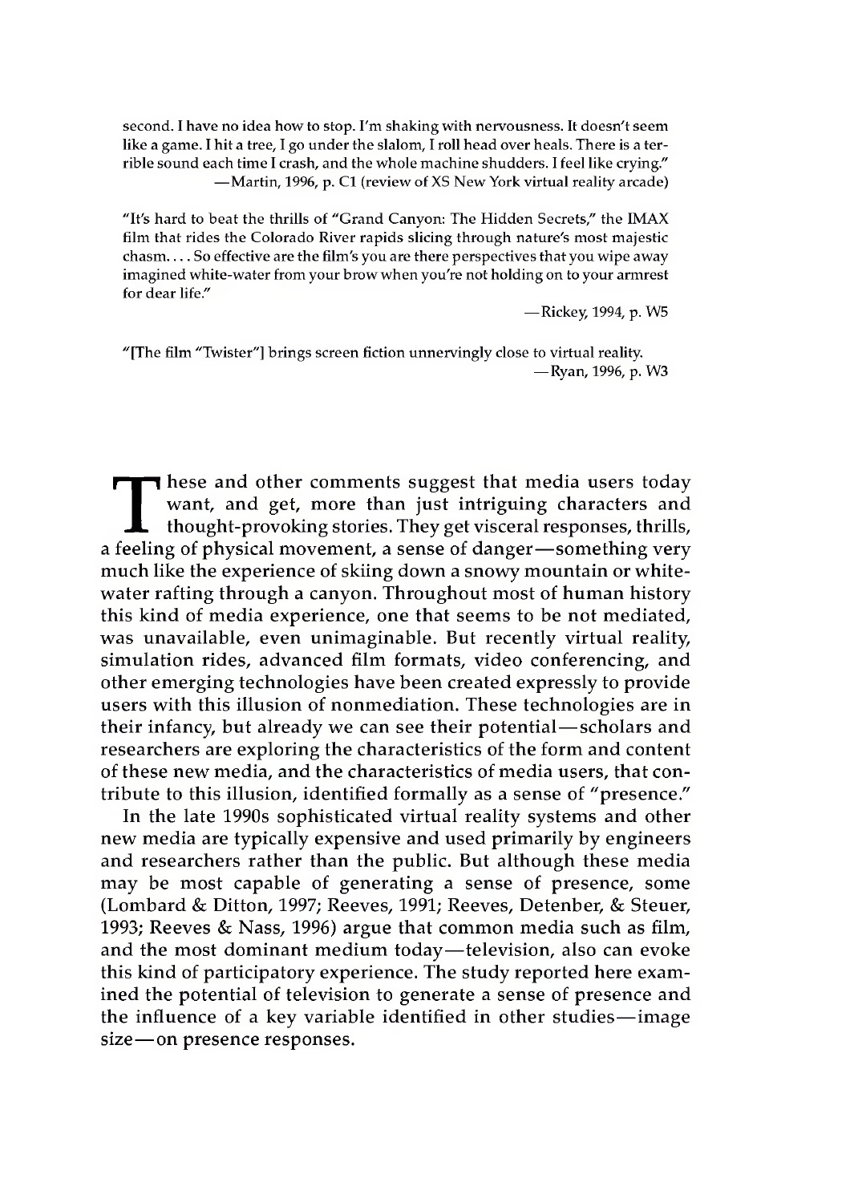> second. I have no idea how to stop. I'm shaking with nervousness. It doesn't seem like a game. I hit a tree, I go under the slalom, I roll head over heals. There is a terrible sound each time I crash, and the whole machine shudders. I feel like crying."
>
> —Martin, 1996, p. C1 (review of XS New York virtual reality arcade)

> "It's hard to beat the thrills of "Grand Canyon: The Hidden Secrets," the IMAX film that rides the Colorado River rapids slicing through nature's most majestic chasm. . . . So effective are the film's you are there perspectives that you wipe away imagined white-water from your brow when you're not holding on to your armrest for dear life."
>
> —Rickey, 1994, p. W5

> "[The film "Twister"] brings screen fiction unnervingly close to virtual reality.
>
> —Ryan, 1996, p. W3

These and other comments suggest that media users today want, and get, more than just intriguing characters and thought-provoking stories. They get visceral responses, thrills, a feeling of physical movement, a sense of danger—something very much like the experience of skiing down a snowy mountain or white-water rafting through a canyon. Throughout most of human history this kind of media experience, one that seems to be not mediated, was unavailable, even unimaginable. But recently virtual reality, simulation rides, advanced film formats, video conferencing, and other emerging technologies have been created expressly to provide users with this illusion of nonmediation. These technologies are in their infancy, but already we can see their potential—scholars and researchers are exploring the characteristics of the form and content of these new media, and the characteristics of media users, that contribute to this illusion, identified formally as a sense of "presence."

In the late 1990s sophisticated virtual reality systems and other new media are typically expensive and used primarily by engineers and researchers rather than the public. But although these media may be most capable of generating a sense of presence, some (Lombard & Ditton, 1997; Reeves, 1991; Reeves, Detenber, & Steuer, 1993; Reeves & Nass, 1996) argue that common media such as film, and the most dominant medium today—television, also can evoke this kind of participatory experience. The study reported here examined the potential of television to generate a sense of presence and the influence of a key variable identified in other studies—image size—on presence responses.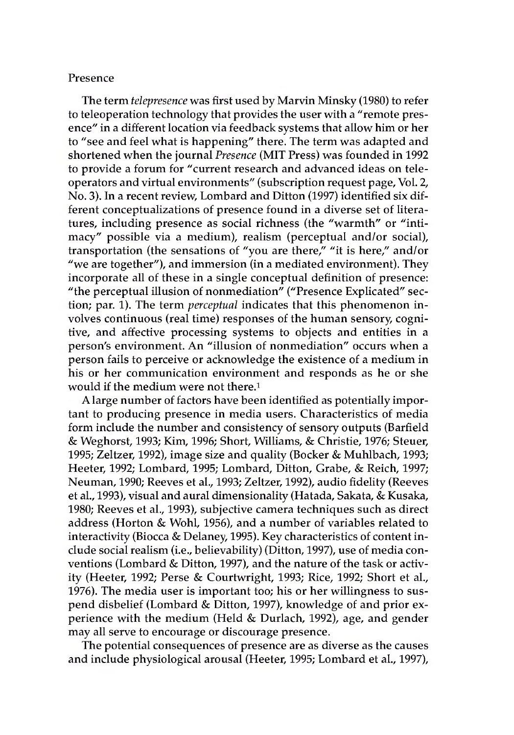## Presence

The term *telepresence* was first used by Marvin Minsky (1980) to refer to teleoperation technology that provides the user with a "remote presence" in a different location via feedback systems that allow him or her to "see and feel what is happening" there. The term was adapted and shortened when the journal *Presence* (MIT Press) was founded in 1992 to provide a forum for "current research and advanced ideas on teleoperators and virtual environments" (subscription request page, Vol. 2, No. 3). In a recent review, Lombard and Ditton (1997) identified six different conceptualizations of presence found in a diverse set of literatures, including presence as social richness (the "warmth" or "intimacy" possible via a medium), realism (perceptual and/or social), transportation (the sensations of "you are there," "it is here," and/or "we are together"), and immersion (in a mediated environment). They incorporate all of these in a single conceptual definition of presence: "the perceptual illusion of nonmediation" ("Presence Explicated" section; par. 1). The term *perceptual* indicates that this phenomenon involves continuous (real time) responses of the human sensory, cognitive, and affective processing systems to objects and entities in a person's environment. An "illusion of nonmediation" occurs when a person fails to perceive or acknowledge the existence of a medium in his or her communication environment and responds as he or she would if the medium were not there.[1]

A large number of factors have been identified as potentially important to producing presence in media users. Characteristics of media form include the number and consistency of sensory outputs (Barfield & Weghorst, 1993; Kim, 1996; Short, Williams, & Christie, 1976; Steuer, 1995; Zeltzer, 1992), image size and quality (Bocker & Muhlbach, 1993; Heeter, 1992; Lombard, 1995; Lombard, Ditton, Grabe, & Reich, 1997; Neuman, 1990; Reeves et al., 1993; Zeltzer, 1992), audio fidelity (Reeves et al., 1993), visual and aural dimensionality (Hatada, Sakata, & Kusaka, 1980; Reeves et al., 1993), subjective camera techniques such as direct address (Horton & Wohl, 1956), and a number of variables related to interactivity (Biocca & Delaney, 1995). Key characteristics of content include social realism (i.e., believability) (Ditton, 1997), use of media conventions (Lombard & Ditton, 1997), and the nature of the task or activity (Heeter, 1992; Perse & Courtwright, 1993; Rice, 1992; Short et al., 1976). The media user is important too; his or her willingness to suspend disbelief (Lombard & Ditton, 1997), knowledge of and prior experience with the medium (Held & Durlach, 1992), age, and gender may all serve to encourage or discourage presence.

The potential consequences of presence are as diverse as the causes and include physiological arousal (Heeter, 1995; Lombard et al., 1997),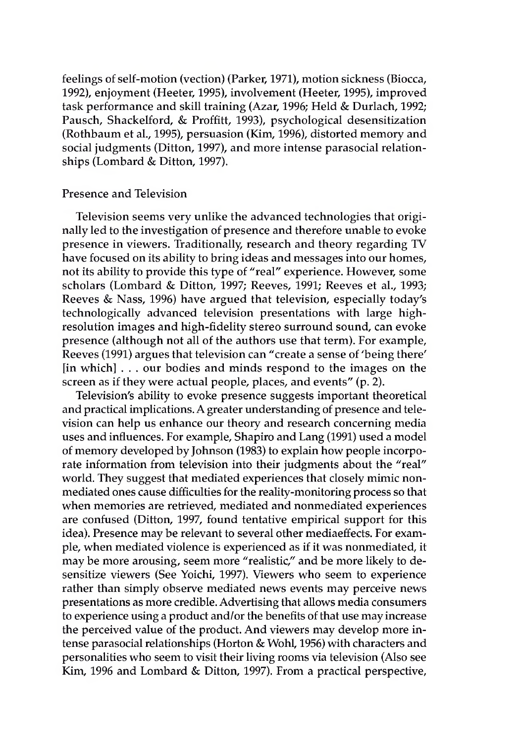feelings of self-motion (vection) (Parker, 1971), motion sickness (Biocca, 1992), enjoyment (Heeter, 1995), involvement (Heeter, 1995), improved task performance and skill training (Azar, 1996; Held & Durlach, 1992; Pausch, Shackelford, & Proffitt, 1993), psychological desensitization (Rothbaum et al., 1995), persuasion (Kim, 1996), distorted memory and social judgments (Ditton, 1997), and more intense parasocial relationships (Lombard & Ditton, 1997).

## Presence and Television

Television seems very unlike the advanced technologies that originally led to the investigation of presence and therefore unable to evoke presence in viewers. Traditionally, research and theory regarding TV have focused on its ability to bring ideas and messages into our homes, not its ability to provide this type of "real" experience. However, some scholars (Lombard & Ditton, 1997; Reeves, 1991; Reeves et al., 1993; Reeves & Nass, 1996) have argued that television, especially today's technologically advanced television presentations with large high-resolution images and high-fidelity stereo surround sound, can evoke presence (although not all of the authors use that term). For example, Reeves (1991) argues that television can "create a sense of 'being there' [in which] . . . our bodies and minds respond to the images on the screen as if they were actual people, places, and events" (p. 2).

Television's ability to evoke presence suggests important theoretical and practical implications. A greater understanding of presence and television can help us enhance our theory and research concerning media uses and influences. For example, Shapiro and Lang (1991) used a model of memory developed by Johnson (1983) to explain how people incorporate information from television into their judgments about the "real" world. They suggest that mediated experiences that closely mimic nonmediated ones cause difficulties for the reality-monitoring process so that when memories are retrieved, mediated and nonmediated experiences are confused (Ditton, 1997, found tentative empirical support for this idea). Presence may be relevant to several other mediaeffects. For example, when mediated violence is experienced as if it was nonmediated, it may be more arousing, seem more "realistic," and be more likely to desensitize viewers (See Yoichi, 1997). Viewers who seem to experience rather than simply observe mediated news events may perceive news presentations as more credible. Advertising that allows media consumers to experience using a product and/or the benefits of that use may increase the perceived value of the product. And viewers may develop more intense parasocial relationships (Horton & Wohl, 1956) with characters and personalities who seem to visit their living rooms via television (Also see Kim, 1996 and Lombard & Ditton, 1997). From a practical perspective,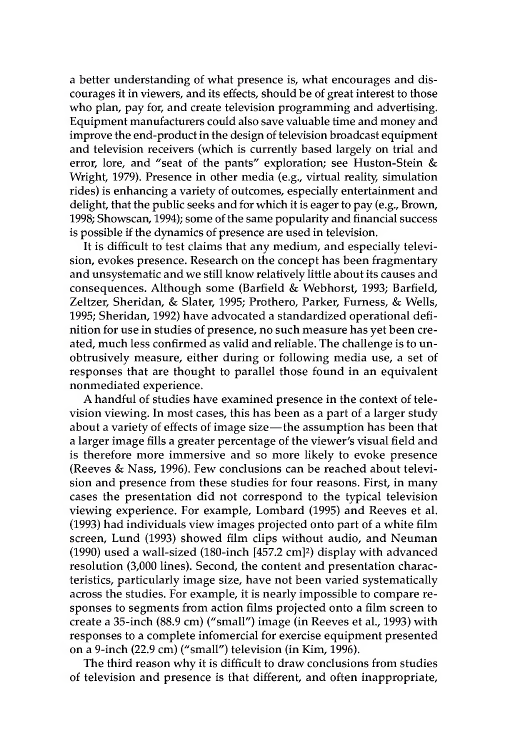a better understanding of what presence is, what encourages and discourages it in viewers, and its effects, should be of great interest to those who plan, pay for, and create television programming and advertising. Equipment manufacturers could also save valuable time and money and improve the end-product in the design of television broadcast equipment and television receivers (which is currently based largely on trial and error, lore, and "seat of the pants" exploration; see Huston-Stein & Wright, 1979). Presence in other media (e.g., virtual reality, simulation rides) is enhancing a variety of outcomes, especially entertainment and delight, that the public seeks and for which it is eager to pay (e.g., Brown, 1998; Showscan, 1994); some of the same popularity and financial success is possible if the dynamics of presence are used in television.

It is difficult to test claims that any medium, and especially television, evokes presence. Research on the concept has been fragmentary and unsystematic and we still know relatively little about its causes and consequences. Although some (Barfield & Webhorst, 1993; Barfield, Zeltzer, Sheridan, & Slater, 1995; Prothero, Parker, Furness, & Wells, 1995; Sheridan, 1992) have advocated a standardized operational definition for use in studies of presence, no such measure has yet been created, much less confirmed as valid and reliable. The challenge is to unobtrusively measure, either during or following media use, a set of responses that are thought to parallel those found in an equivalent nonmediated experience.

A handful of studies have examined presence in the context of television viewing. In most cases, this has been as a part of a larger study about a variety of effects of image size—the assumption has been that a larger image fills a greater percentage of the viewer's visual field and is therefore more immersive and so more likely to evoke presence (Reeves & Nass, 1996). Few conclusions can be reached about television and presence from these studies for four reasons. First, in many cases the presentation did not correspond to the typical television viewing experience. For example, Lombard (1995) and Reeves et al. (1993) had individuals view images projected onto part of a white film screen, Lund (1993) showed film clips without audio, and Neuman (1990) used a wall-sized (180-inch [457.2 cm][2]) display with advanced resolution (3,000 lines). Second, the content and presentation characteristics, particularly image size, have not been varied systematically across the studies. For example, it is nearly impossible to compare responses to segments from action films projected onto a film screen to create a 35-inch (88.9 cm) ("small") image (in Reeves et al., 1993) with responses to a complete infomercial for exercise equipment presented on a 9-inch (22.9 cm) ("small") television (in Kim, 1996).

The third reason why it is difficult to draw conclusions from studies of television and presence is that different, and often inappropriate,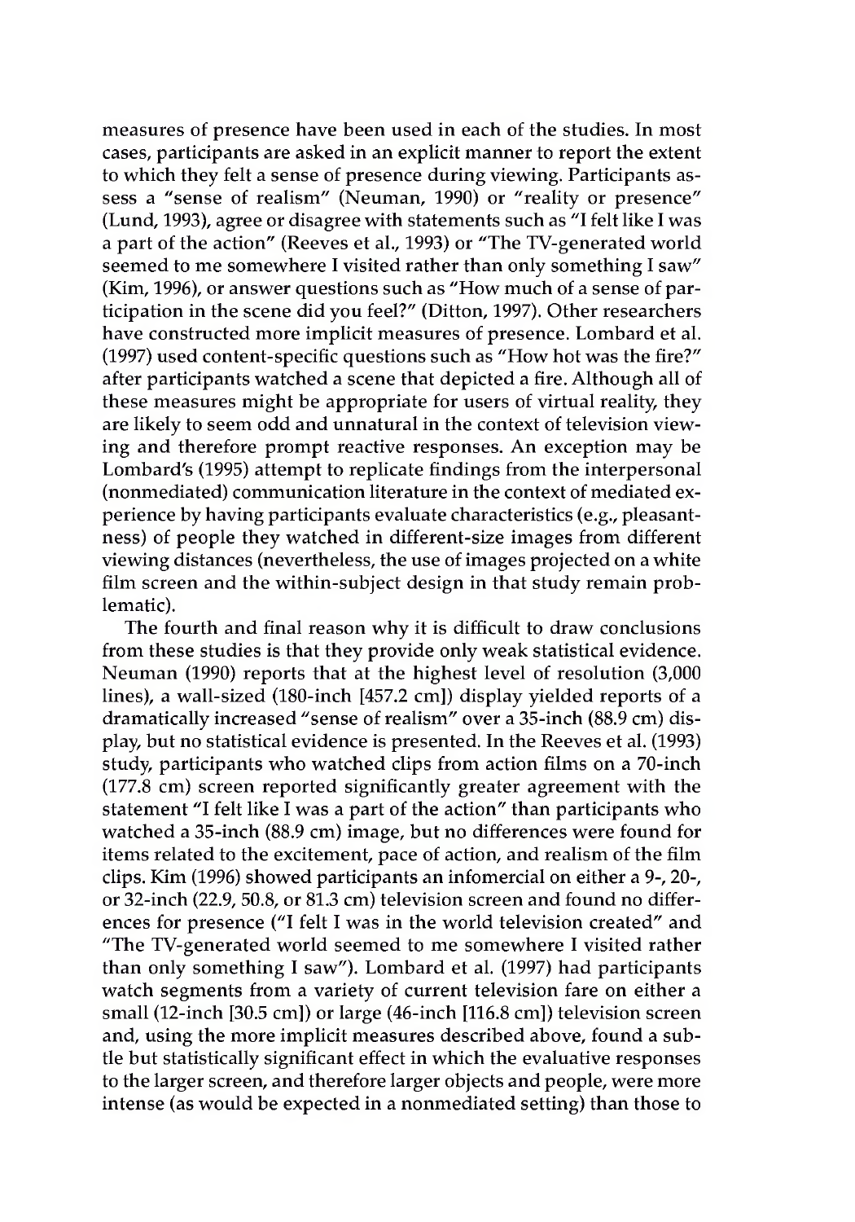measures of presence have been used in each of the studies. In most cases, participants are asked in an explicit manner to report the extent to which they felt a sense of presence during viewing. Participants assess a "sense of realism" (Neuman, 1990) or "reality or presence" (Lund, 1993), agree or disagree with statements such as "I felt like I was a part of the action" (Reeves et al., 1993) or "The TV-generated world seemed to me somewhere I visited rather than only something I saw" (Kim, 1996), or answer questions such as "How much of a sense of participation in the scene did you feel?" (Ditton, 1997). Other researchers have constructed more implicit measures of presence. Lombard et al. (1997) used content-specific questions such as "How hot was the fire?" after participants watched a scene that depicted a fire. Although all of these measures might be appropriate for users of virtual reality, they are likely to seem odd and unnatural in the context of television viewing and therefore prompt reactive responses. An exception may be Lombard's (1995) attempt to replicate findings from the interpersonal (nonmediated) communication literature in the context of mediated experience by having participants evaluate characteristics (e.g., pleasantness) of people they watched in different-size images from different viewing distances (nevertheless, the use of images projected on a white film screen and the within-subject design in that study remain problematic).

The fourth and final reason why it is difficult to draw conclusions from these studies is that they provide only weak statistical evidence. Neuman (1990) reports that at the highest level of resolution (3,000 lines), a wall-sized (180-inch [457.2 cm]) display yielded reports of a dramatically increased "sense of realism" over a 35-inch (88.9 cm) display, but no statistical evidence is presented. In the Reeves et al. (1993) study, participants who watched clips from action films on a 70-inch (177.8 cm) screen reported significantly greater agreement with the statement "I felt like I was a part of the action" than participants who watched a 35-inch (88.9 cm) image, but no differences were found for items related to the excitement, pace of action, and realism of the film clips. Kim (1996) showed participants an infomercial on either a 9-, 20-, or 32-inch (22.9, 50.8, or 81.3 cm) television screen and found no differences for presence ("I felt I was in the world television created" and "The TV-generated world seemed to me somewhere I visited rather than only something I saw"). Lombard et al. (1997) had participants watch segments from a variety of current television fare on either a small (12-inch [30.5 cm]) or large (46-inch [116.8 cm]) television screen and, using the more implicit measures described above, found a subtle but statistically significant effect in which the evaluative responses to the larger screen, and therefore larger objects and people, were more intense (as would be expected in a nonmediated setting) than those to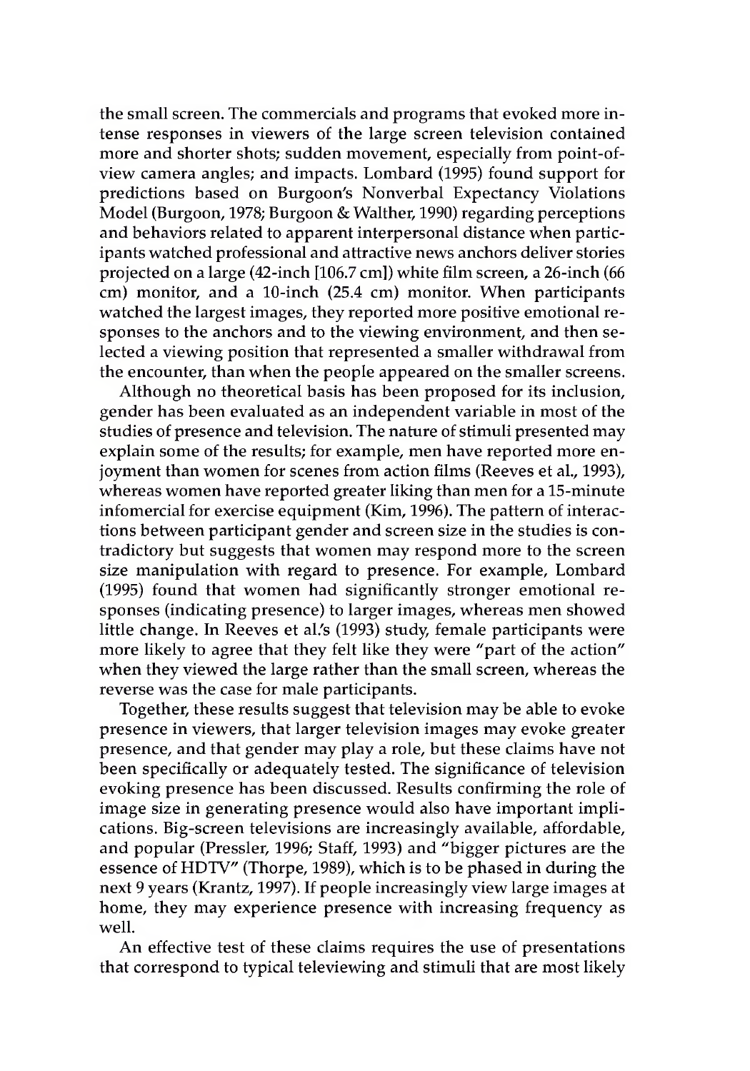the small screen. The commercials and programs that evoked more intense responses in viewers of the large screen television contained more and shorter shots; sudden movement, especially from point-of-view camera angles; and impacts. Lombard (1995) found support for predictions based on Burgoon's Nonverbal Expectancy Violations Model (Burgoon, 1978; Burgoon & Walther, 1990) regarding perceptions and behaviors related to apparent interpersonal distance when participants watched professional and attractive news anchors deliver stories projected on a large (42-inch [106.7 cm]) white film screen, a 26-inch (66 cm) monitor, and a 10-inch (25.4 cm) monitor. When participants watched the largest images, they reported more positive emotional responses to the anchors and to the viewing environment, and then selected a viewing position that represented a smaller withdrawal from the encounter, than when the people appeared on the smaller screens.

Although no theoretical basis has been proposed for its inclusion, gender has been evaluated as an independent variable in most of the studies of presence and television. The nature of stimuli presented may explain some of the results; for example, men have reported more enjoyment than women for scenes from action films (Reeves et al., 1993), whereas women have reported greater liking than men for a 15-minute infomercial for exercise equipment (Kim, 1996). The pattern of interactions between participant gender and screen size in the studies is contradictory but suggests that women may respond more to the screen size manipulation with regard to presence. For example, Lombard (1995) found that women had significantly stronger emotional responses (indicating presence) to larger images, whereas men showed little change. In Reeves et al.'s (1993) study, female participants were more likely to agree that they felt like they were "part of the action" when they viewed the large rather than the small screen, whereas the reverse was the case for male participants.

Together, these results suggest that television may be able to evoke presence in viewers, that larger television images may evoke greater presence, and that gender may play a role, but these claims have not been specifically or adequately tested. The significance of television evoking presence has been discussed. Results confirming the role of image size in generating presence would also have important implications. Big-screen televisions are increasingly available, affordable, and popular (Pressler, 1996; Staff, 1993) and "bigger pictures are the essence of HDTV" (Thorpe, 1989), which is to be phased in during the next 9 years (Krantz, 1997). If people increasingly view large images at home, they may experience presence with increasing frequency as well.

An effective test of these claims requires the use of presentations that correspond to typical televiewing and stimuli that are most likely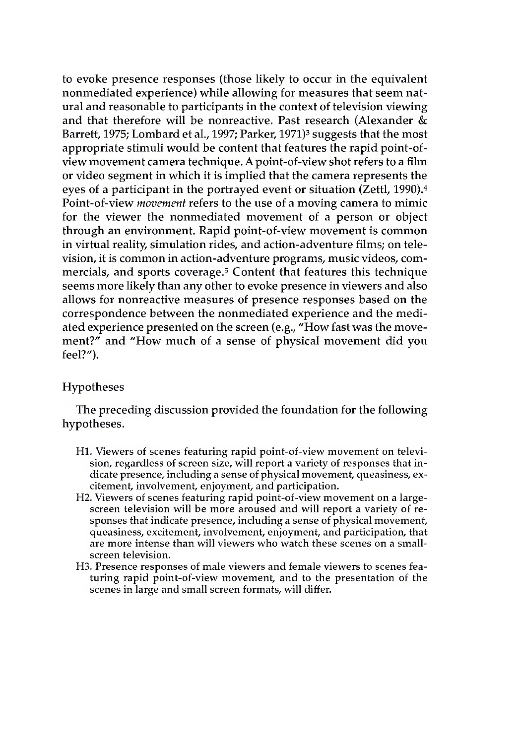to evoke presence responses (those likely to occur in the equivalent nonmediated experience) while allowing for measures that seem natural and reasonable to participants in the context of television viewing and that therefore will be nonreactive. Past research (Alexander & Barrett, 1975; Lombard et al., 1997; Parker, 1971)[3] suggests that the most appropriate stimuli would be content that features the rapid point-of-view movement camera technique. A point-of-view shot refers to a film or video segment in which it is implied that the camera represents the eyes of a participant in the portrayed event or situation (Zettl, 1990).[4] Point-of-view *movement* refers to the use of a moving camera to mimic for the viewer the nonmediated movement of a person or object through an environment. Rapid point-of-view movement is common in virtual reality, simulation rides, and action-adventure films; on television, it is common in action-adventure programs, music videos, commercials, and sports coverage.[5] Content that features this technique seems more likely than any other to evoke presence in viewers and also allows for nonreactive measures of presence responses based on the correspondence between the nonmediated experience and the mediated experience presented on the screen (e.g., "How fast was the movement?" and "How much of a sense of physical movement did you feel?").

## Hypotheses

The preceding discussion provided the foundation for the following hypotheses.

- H1. Viewers of scenes featuring rapid point-of-view movement on television, regardless of screen size, will report a variety of responses that indicate presence, including a sense of physical movement, queasiness, excitement, involvement, enjoyment, and participation.
- H2. Viewers of scenes featuring rapid point-of-view movement on a large-screen television will be more aroused and will report a variety of responses that indicate presence, including a sense of physical movement, queasiness, excitement, involvement, enjoyment, and participation, that are more intense than will viewers who watch these scenes on a small-screen television.
- H3. Presence responses of male viewers and female viewers to scenes featuring rapid point-of-view movement, and to the presentation of the scenes in large and small screen formats, will differ.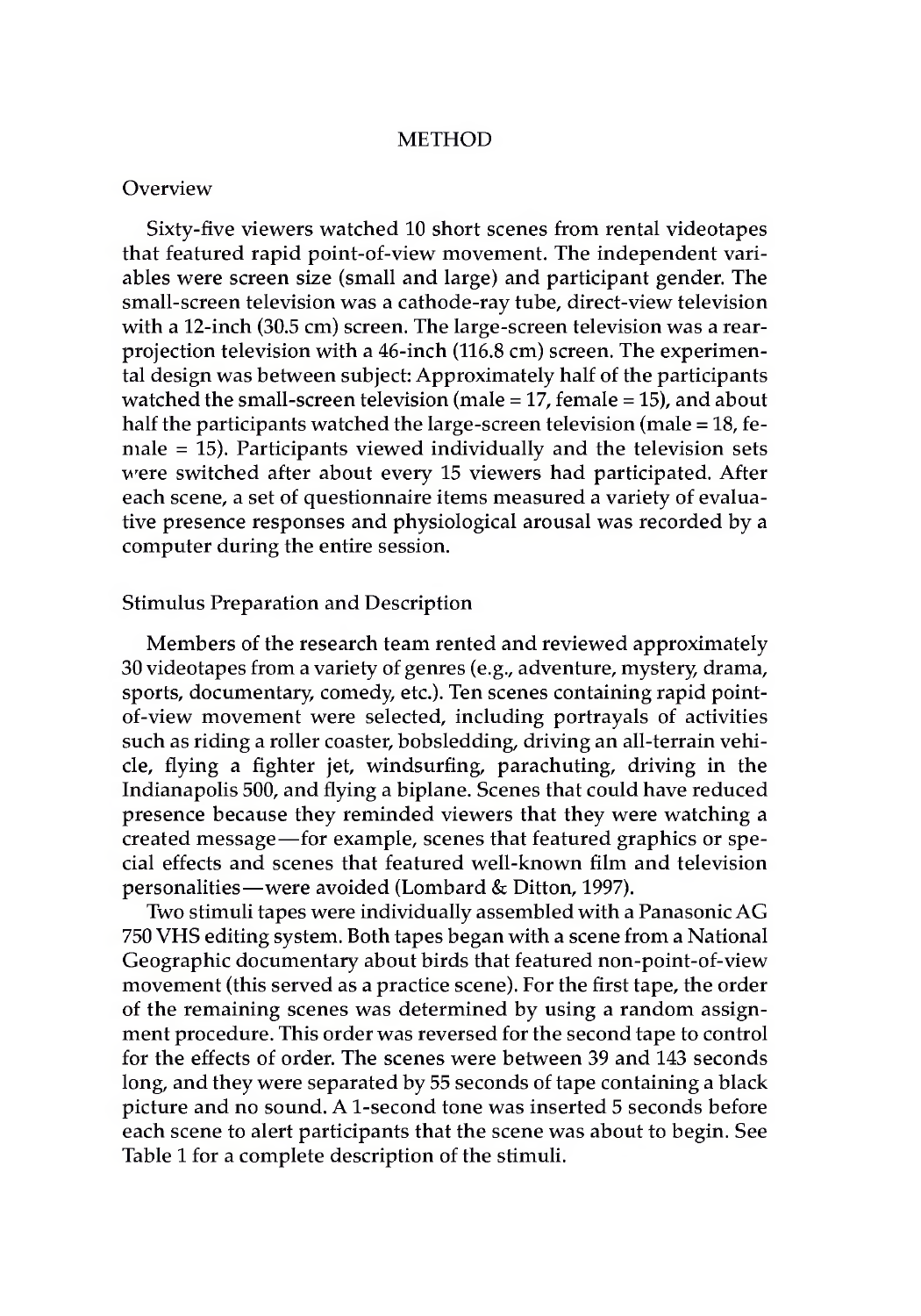## METHOD

### Overview

Sixty-five viewers watched 10 short scenes from rental videotapes that featured rapid point-of-view movement. The independent variables were screen size (small and large) and participant gender. The small-screen television was a cathode-ray tube, direct-view television with a 12-inch (30.5 cm) screen. The large-screen television was a rear-projection television with a 46-inch (116.8 cm) screen. The experimental design was between subject: Approximately half of the participants watched the small-screen television (male = 17, female = 15), and about half the participants watched the large-screen television (male = 18, female = 15). Participants viewed individually and the television sets were switched after about every 15 viewers had participated. After each scene, a set of questionnaire items measured a variety of evaluative presence responses and physiological arousal was recorded by a computer during the entire session.

### Stimulus Preparation and Description

Members of the research team rented and reviewed approximately 30 videotapes from a variety of genres (e.g., adventure, mystery, drama, sports, documentary, comedy, etc.). Ten scenes containing rapid point-of-view movement were selected, including portrayals of activities such as riding a roller coaster, bobsledding, driving an all-terrain vehicle, flying a fighter jet, windsurfing, parachuting, driving in the Indianapolis 500, and flying a biplane. Scenes that could have reduced presence because they reminded viewers that they were watching a created message—for example, scenes that featured graphics or special effects and scenes that featured well-known film and television personalities—were avoided (Lombard & Ditton, 1997).

Two stimuli tapes were individually assembled with a Panasonic AG 750 VHS editing system. Both tapes began with a scene from a National Geographic documentary about birds that featured non-point-of-view movement (this served as a practice scene). For the first tape, the order of the remaining scenes was determined by using a random assignment procedure. This order was reversed for the second tape to control for the effects of order. The scenes were between 39 and 143 seconds long, and they were separated by 55 seconds of tape containing a black picture and no sound. A 1-second tone was inserted 5 seconds before each scene to alert participants that the scene was about to begin. See Table 1 for a complete description of the stimuli.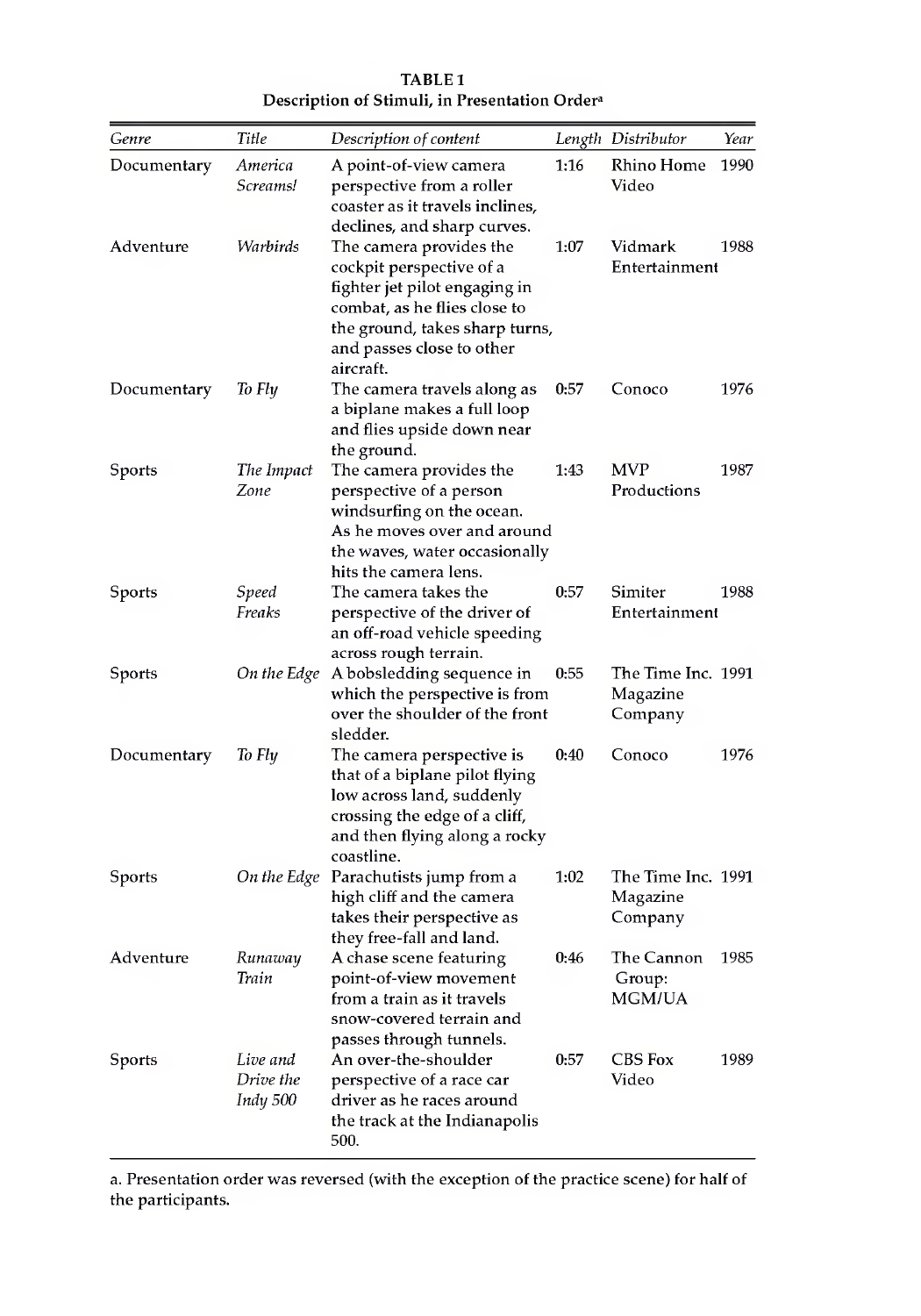**TABLE 1**
**Description of Stimuli, in Presentation Order[a]**

| *Genre* | *Title* | *Description of content* | *Length* | *Distributor* | *Year* |
|---|---|---|---|---|---|
| Documentary | *America Screams!* | A point-of-view camera perspective from a roller coaster as it travels inclines, declines, and sharp curves. | 1:16 | Rhino Home Video | 1990 |
| Adventure | *Warbirds* | The camera provides the cockpit perspective of a fighter jet pilot engaging in combat, as he flies close to the ground, takes sharp turns, and passes close to other aircraft. | 1:07 | Vidmark Entertainment | 1988 |
| Documentary | *To Fly* | The camera travels along as a biplane makes a full loop and flies upside down near the ground. | 0:57 | Conoco | 1976 |
| Sports | *The Impact Zone* | The camera provides the perspective of a person windsurfing on the ocean. As he moves over and around the waves, water occasionally hits the camera lens. | 1:43 | MVP Productions | 1987 |
| Sports | *Speed Freaks* | The camera takes the perspective of the driver of an off-road vehicle speeding across rough terrain. | 0:57 | Simiter Entertainment | 1988 |
| Sports | *On the Edge* | A bobsledding sequence in which the perspective is from over the shoulder of the front sledder. | 0:55 | The Time Inc. Magazine Company | 1991 |
| Documentary | *To Fly* | The camera perspective is that of a biplane pilot flying low across land, suddenly crossing the edge of a cliff, and then flying along a rocky coastline. | 0:40 | Conoco | 1976 |
| Sports | *On the Edge* | Parachutists jump from a high cliff and the camera takes their perspective as they free-fall and land. | 1:02 | The Time Inc. Magazine Company | 1991 |
| Adventure | *Runaway Train* | A chase scene featuring point-of-view movement from a train as it travels snow-covered terrain and passes through tunnels. | 0:46 | The Cannon Group: MGM/UA | 1985 |
| Sports | *Live and Drive the Indy 500* | An over-the-shoulder perspective of a race car driver as he races around the track at the Indianapolis 500. | 0:57 | CBS Fox Video | 1989 |

a. Presentation order was reversed (with the exception of the practice scene) for half of the participants.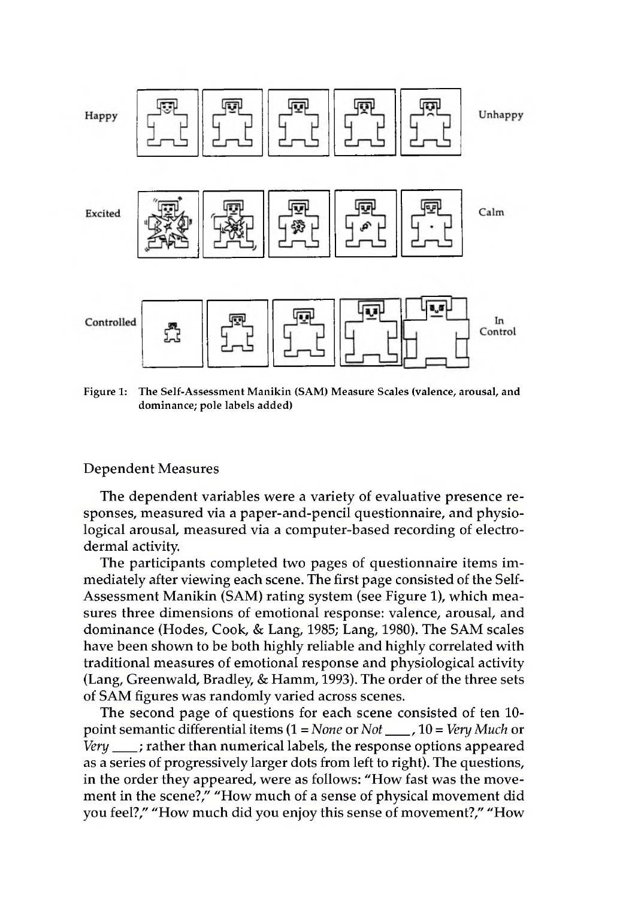Happy | | | | | | Unhappy

Excited | | | | | | Calm

Controlled | | | | | | In Control

Figure 1: The Self-Assessment Manikin (SAM) Measure Scales (valence, arousal, and dominance; pole labels added)

## Dependent Measures

The dependent variables were a variety of evaluative presence responses, measured via a paper-and-pencil questionnaire, and physiological arousal, measured via a computer-based recording of electrodermal activity.

The participants completed two pages of questionnaire items immediately after viewing each scene. The first page consisted of the Self-Assessment Manikin (SAM) rating system (see Figure 1), which measures three dimensions of emotional response: valence, arousal, and dominance (Hodes, Cook, & Lang, 1985; Lang, 1980). The SAM scales have been shown to be both highly reliable and highly correlated with traditional measures of emotional response and physiological activity (Lang, Greenwald, Bradley, & Hamm, 1993). The order of the three sets of SAM figures was randomly varied across scenes.

The second page of questions for each scene consisted of ten 10-point semantic differential items (1 = *None* or *Not* ____, 10 = *Very Much* or *Very* ____; rather than numerical labels, the response options appeared as a series of progressively larger dots from left to right). The questions, in the order they appeared, were as follows: "How fast was the movement in the scene?," "How much of a sense of physical movement did you feel?," "How much did you enjoy this sense of movement?," "How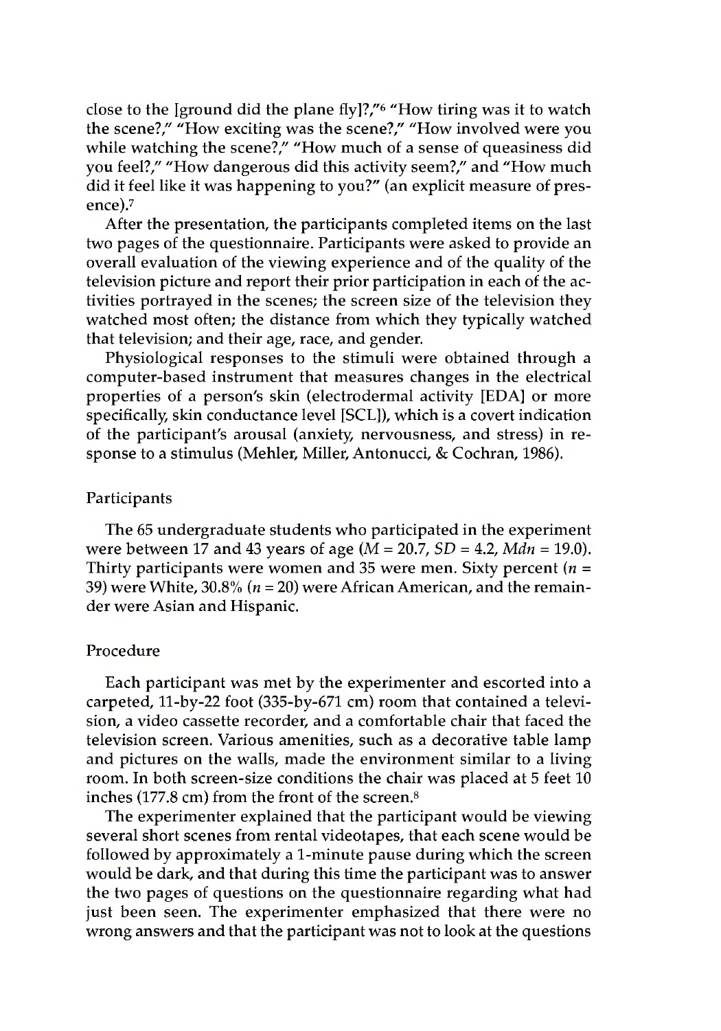close to the [ground did the plane fly]?,"[6] "How tiring was it to watch the scene?," "How exciting was the scene?," "How involved were you while watching the scene?," "How much of a sense of queasiness did you feel?," "How dangerous did this activity seem?," and "How much did it feel like it was happening to you?" (an explicit measure of presence).[7]

After the presentation, the participants completed items on the last two pages of the questionnaire. Participants were asked to provide an overall evaluation of the viewing experience and of the quality of the television picture and report their prior participation in each of the activities portrayed in the scenes; the screen size of the television they watched most often; the distance from which they typically watched that television; and their age, race, and gender.

Physiological responses to the stimuli were obtained through a computer-based instrument that measures changes in the electrical properties of a person's skin (electrodermal activity [EDA] or more specifically, skin conductance level [SCL]), which is a covert indication of the participant's arousal (anxiety, nervousness, and stress) in response to a stimulus (Mehler, Miller, Antonucci, & Cochran, 1986).

## Participants

The 65 undergraduate students who participated in the experiment were between 17 and 43 years of age ($M = 20.7$, $SD = 4.2$, $Mdn = 19.0$). Thirty participants were women and 35 were men. Sixty percent ($n = 39$) were White, 30.8% ($n = 20$) were African American, and the remainder were Asian and Hispanic.

## Procedure

Each participant was met by the experimenter and escorted into a carpeted, 11-by-22 foot (335-by-671 cm) room that contained a television, a video cassette recorder, and a comfortable chair that faced the television screen. Various amenities, such as a decorative table lamp and pictures on the walls, made the environment similar to a living room. In both screen-size conditions the chair was placed at 5 feet 10 inches (177.8 cm) from the front of the screen.[8]

The experimenter explained that the participant would be viewing several short scenes from rental videotapes, that each scene would be followed by approximately a 1-minute pause during which the screen would be dark, and that during this time the participant was to answer the two pages of questions on the questionnaire regarding what had just been seen. The experimenter emphasized that there were no wrong answers and that the participant was not to look at the questions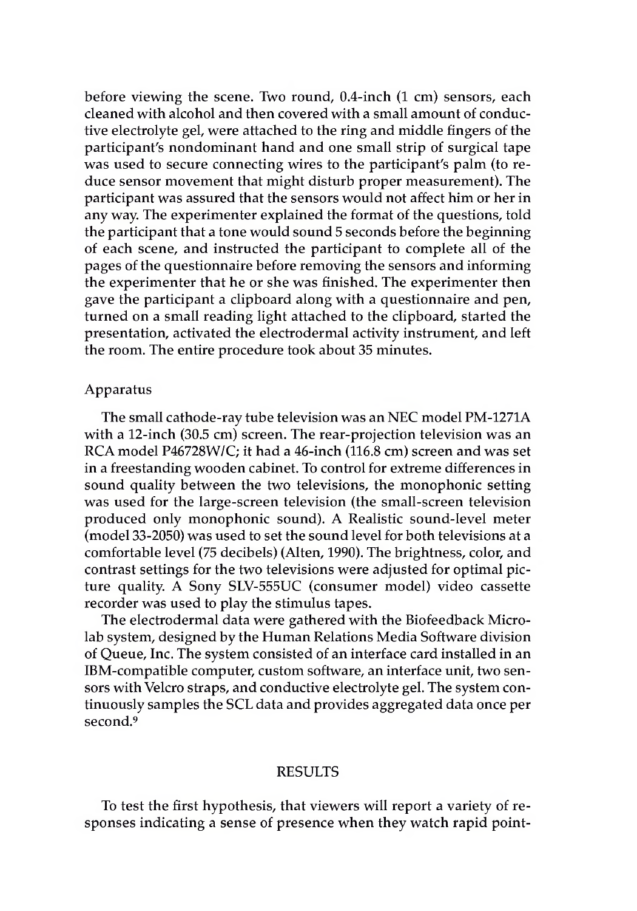before viewing the scene. Two round, 0.4-inch (1 cm) sensors, each cleaned with alcohol and then covered with a small amount of conductive electrolyte gel, were attached to the ring and middle fingers of the participant's nondominant hand and one small strip of surgical tape was used to secure connecting wires to the participant's palm (to reduce sensor movement that might disturb proper measurement). The participant was assured that the sensors would not affect him or her in any way. The experimenter explained the format of the questions, told the participant that a tone would sound 5 seconds before the beginning of each scene, and instructed the participant to complete all of the pages of the questionnaire before removing the sensors and informing the experimenter that he or she was finished. The experimenter then gave the participant a clipboard along with a questionnaire and pen, turned on a small reading light attached to the clipboard, started the presentation, activated the electrodermal activity instrument, and left the room. The entire procedure took about 35 minutes.

### Apparatus

The small cathode-ray tube television was an NEC model PM-1271A with a 12-inch (30.5 cm) screen. The rear-projection television was an RCA model P46728W/C; it had a 46-inch (116.8 cm) screen and was set in a freestanding wooden cabinet. To control for extreme differences in sound quality between the two televisions, the monophonic setting was used for the large-screen television (the small-screen television produced only monophonic sound). A Realistic sound-level meter (model 33-2050) was used to set the sound level for both televisions at a comfortable level (75 decibels) (Alten, 1990). The brightness, color, and contrast settings for the two televisions were adjusted for optimal picture quality. A Sony SLV-555UC (consumer model) video cassette recorder was used to play the stimulus tapes.

The electrodermal data were gathered with the Biofeedback Microlab system, designed by the Human Relations Media Software division of Queue, Inc. The system consisted of an interface card installed in an IBM-compatible computer, custom software, an interface unit, two sensors with Velcro straps, and conductive electrolyte gel. The system continuously samples the SCL data and provides aggregated data once per second.[9]

## RESULTS

To test the first hypothesis, that viewers will report a variety of responses indicating a sense of presence when they watch rapid point-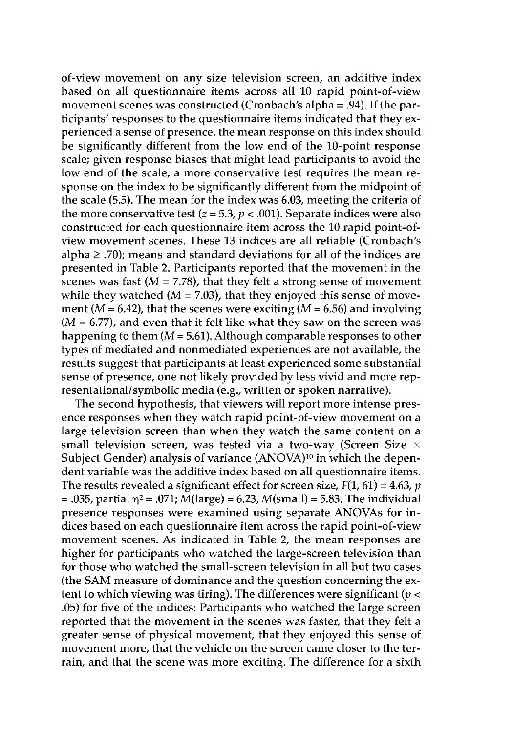of-view movement on any size television screen, an additive index based on all questionnaire items across all 10 rapid point-of-view movement scenes was constructed (Cronbach's alpha = .94). If the participants' responses to the questionnaire items indicated that they experienced a sense of presence, the mean response on this index should be significantly different from the low end of the 10-point response scale; given response biases that might lead participants to avoid the low end of the scale, a more conservative test requires the mean response on the index to be significantly different from the midpoint of the scale (5.5). The mean for the index was 6.03, meeting the criteria of the more conservative test ($z = 5.3$, $p < .001$). Separate indices were also constructed for each questionnaire item across the 10 rapid point-of-view movement scenes. These 13 indices are all reliable (Cronbach's alpha $\geq .70$); means and standard deviations for all of the indices are presented in Table 2. Participants reported that the movement in the scenes was fast ($M = 7.78$), that they felt a strong sense of movement while they watched ($M = 7.03$), that they enjoyed this sense of movement ($M = 6.42$), that the scenes were exciting ($M = 6.56$) and involving ($M = 6.77$), and even that it felt like what they saw on the screen was happening to them ($M = 5.61$). Although comparable responses to other types of mediated and nonmediated experiences are not available, the results suggest that participants at least experienced some substantial sense of presence, one not likely provided by less vivid and more representational/symbolic media (e.g., written or spoken narrative).

The second hypothesis, that viewers will report more intense presence responses when they watch rapid point-of-view movement on a large television screen than when they watch the same content on a small television screen, was tested via a two-way (Screen Size $\times$ Subject Gender) analysis of variance (ANOVA)[10] in which the dependent variable was the additive index based on all questionnaire items. The results revealed a significant effect for screen size, $F(1, 61) = 4.63$, $p = .035$, partial $\eta^2 = .071$; $M(\text{large}) = 6.23$, $M(\text{small}) = 5.83$. The individual presence responses were examined using separate ANOVAs for indices based on each questionnaire item across the rapid point-of-view movement scenes. As indicated in Table 2, the mean responses are higher for participants who watched the large-screen television than for those who watched the small-screen television in all but two cases (the SAM measure of dominance and the question concerning the extent to which viewing was tiring). The differences were significant ($p < .05$) for five of the indices: Participants who watched the large screen reported that the movement in the scenes was faster, that they felt a greater sense of physical movement, that they enjoyed this sense of movement more, that the vehicle on the screen came closer to the terrain, and that the scene was more exciting. The difference for a sixth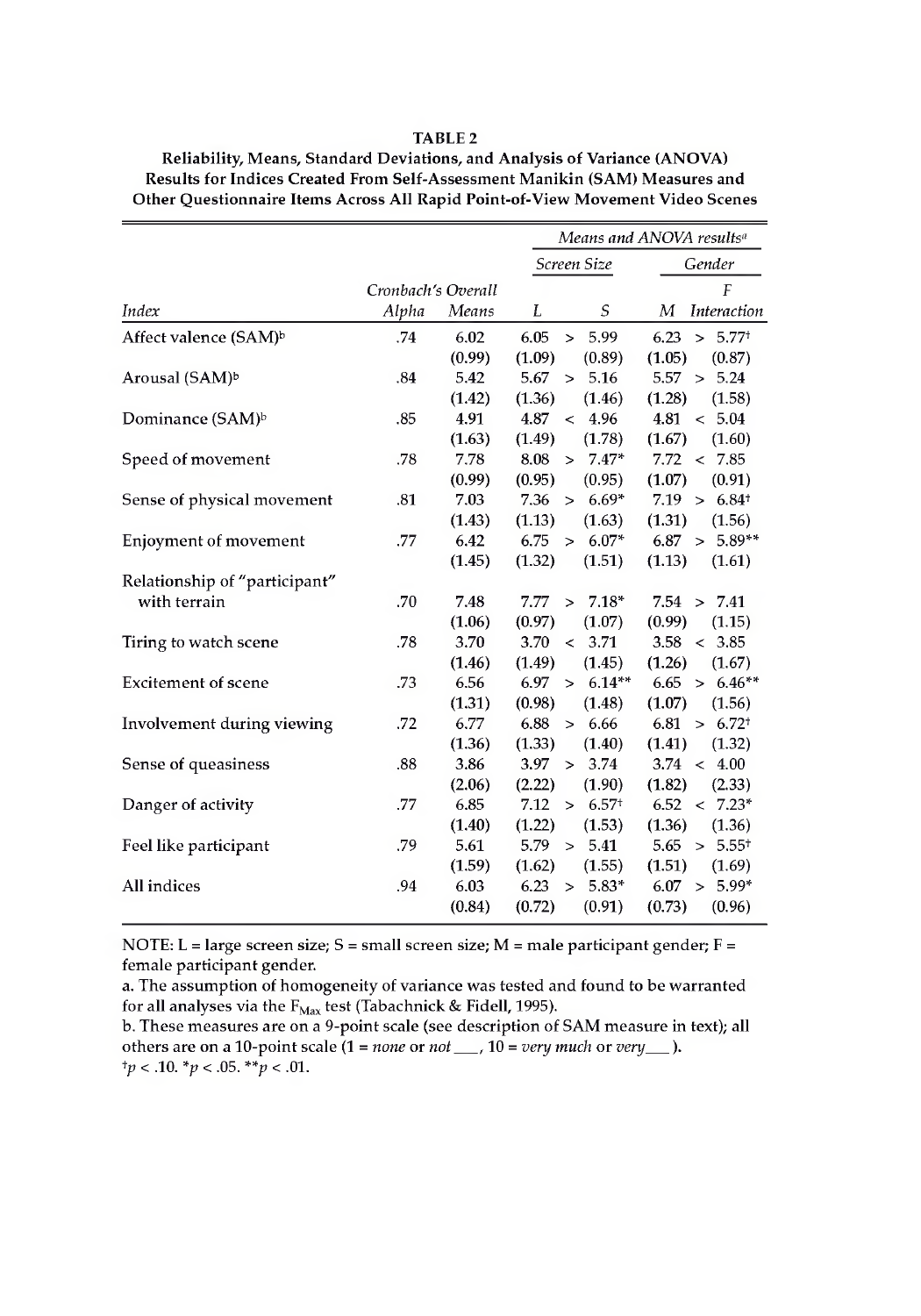**TABLE 2**

**Reliability, Means, Standard Deviations, and Analysis of Variance (ANOVA) Results for Indices Created From Self-Assessment Manikin (SAM) Measures and Other Questionnaire Items Across All Rapid Point-of-View Movement Video Scenes**

| | | | *Means and ANOVA results*[a] | | | | | |
|---|---|---|---|---|---|---|---|---|
| | | | *Screen Size* | | | *Gender* | | |
| *Index* | *Cronbach's Alpha* | *Overall Means* | *L* | | *S* | *M* | | *F Interaction* |
| Affect valence (SAM)[b] | .74 | 6.02 (0.99) | 6.05 (1.09) | > | 5.99 (0.89) | 6.23 (1.05) | > | 5.77† (0.87) |
| Arousal (SAM)[b] | .84 | 5.42 (1.42) | 5.67 (1.36) | > | 5.16 (1.46) | 5.57 (1.28) | > | 5.24 (1.58) |
| Dominance (SAM)[b] | .85 | 4.91 (1.63) | 4.87 (1.49) | < | 4.96 (1.78) | 4.81 (1.67) | < | 5.04 (1.60) |
| Speed of movement | .78 | 7.78 (0.99) | 8.08 (0.95) | > | 7.47* (0.95) | 7.72 (1.07) | < | 7.85 (0.91) |
| Sense of physical movement | .81 | 7.03 (1.43) | 7.36 (1.13) | > | 6.69* (1.63) | 7.19 (1.31) | > | 6.84† (1.56) |
| Enjoyment of movement | .77 | 6.42 (1.45) | 6.75 (1.32) | > | 6.07* (1.51) | 6.87 (1.13) | > | 5.89** (1.61) |
| Relationship of "participant" with terrain | .70 | 7.48 (1.06) | 7.77 (0.97) | > | 7.18* (1.07) | 7.54 (0.99) | > | 7.41 (1.15) |
| Tiring to watch scene | .78 | 3.70 (1.46) | 3.70 (1.49) | < | 3.71 (1.45) | 3.58 (1.26) | < | 3.85 (1.67) |
| Excitement of scene | .73 | 6.56 (1.31) | 6.97 (0.98) | > | 6.14** (1.48) | 6.65 (1.07) | > | 6.46** (1.56) |
| Involvement during viewing | .72 | 6.77 (1.36) | 6.88 (1.33) | > | 6.66 (1.40) | 6.81 (1.41) | > | 6.72† (1.32) |
| Sense of queasiness | .88 | 3.86 (2.06) | 3.97 (2.22) | > | 3.74 (1.90) | 3.74 (1.82) | < | 4.00 (2.33) |
| Danger of activity | .77 | 6.85 (1.40) | 7.12 (1.22) | > | 6.57† (1.53) | 6.52 (1.36) | < | 7.23* (1.36) |
| Feel like participant | .79 | 5.61 (1.59) | 5.79 (1.62) | > | 5.41 (1.55) | 5.65 (1.51) | > | 5.55† (1.69) |
| All indices | .94 | 6.03 (0.84) | 6.23 (0.72) | > | 5.83* (0.91) | 6.07 (0.73) | > | 5.99* (0.96) |

NOTE: L = large screen size; S = small screen size; M = male participant gender; F = female participant gender.

a. The assumption of homogeneity of variance was tested and found to be warranted for all analyses via the $F_{Max}$ test (Tabachnick & Fidell, 1995).

b. These measures are on a 9-point scale (see description of SAM measure in text); all others are on a 10-point scale (1 = *none* or *not* ___, 10 = *very much* or *very* ___).

†$p < .10$. *$p < .05$. **$p < .01$.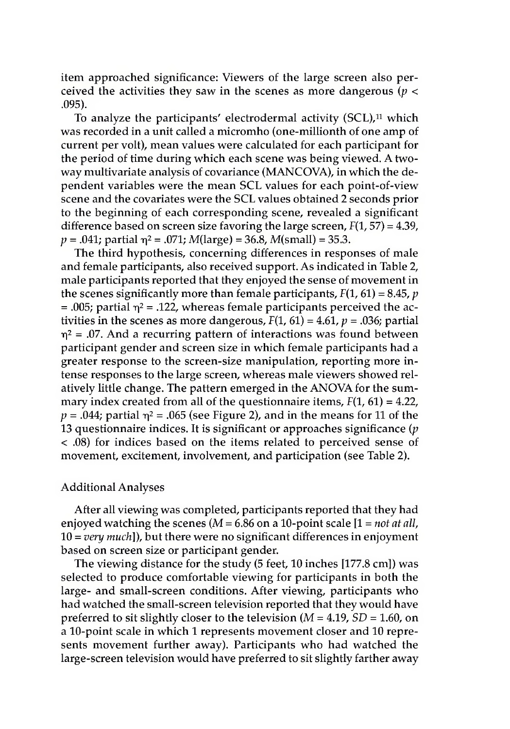item approached significance: Viewers of the large screen also perceived the activities they saw in the scenes as more dangerous ($p < .095$).

To analyze the participants' electrodermal activity (SCL),[11] which was recorded in a unit called a micromho (one-millionth of one amp of current per volt), mean values were calculated for each participant for the period of time during which each scene was being viewed. A two-way multivariate analysis of covariance (MANCOVA), in which the dependent variables were the mean SCL values for each point-of-view scene and the covariates were the SCL values obtained 2 seconds prior to the beginning of each corresponding scene, revealed a significant difference based on screen size favoring the large screen, $F(1, 57) = 4.39$, $p = .041$; partial $\eta^2 = .071$; $M(\text{large}) = 36.8$, $M(\text{small}) = 35.3$.

The third hypothesis, concerning differences in responses of male and female participants, also received support. As indicated in Table 2, male participants reported that they enjoyed the sense of movement in the scenes significantly more than female participants, $F(1, 61) = 8.45$, $p = .005$; partial $\eta^2 = .122$, whereas female participants perceived the activities in the scenes as more dangerous, $F(1, 61) = 4.61$, $p = .036$; partial $\eta^2 = .07$. And a recurring pattern of interactions was found between participant gender and screen size in which female participants had a greater response to the screen-size manipulation, reporting more intense responses to the large screen, whereas male viewers showed relatively little change. The pattern emerged in the ANOVA for the summary index created from all of the questionnaire items, $F(1, 61) = 4.22$, $p = .044$; partial $\eta^2 = .065$ (see Figure 2), and in the means for 11 of the 13 questionnaire indices. It is significant or approaches significance ($p < .08$) for indices based on the items related to perceived sense of movement, excitement, involvement, and participation (see Table 2).

## Additional Analyses

After all viewing was completed, participants reported that they had enjoyed watching the scenes ($M = 6.86$ on a 10-point scale [1 = *not at all*, 10 = *very much*]), but there were no significant differences in enjoyment based on screen size or participant gender.

The viewing distance for the study (5 feet, 10 inches [177.8 cm]) was selected to produce comfortable viewing for participants in both the large- and small-screen conditions. After viewing, participants who had watched the small-screen television reported that they would have preferred to sit slightly closer to the television ($M = 4.19$, $SD = 1.60$, on a 10-point scale in which 1 represents movement closer and 10 represents movement further away). Participants who had watched the large-screen television would have preferred to sit slightly farther away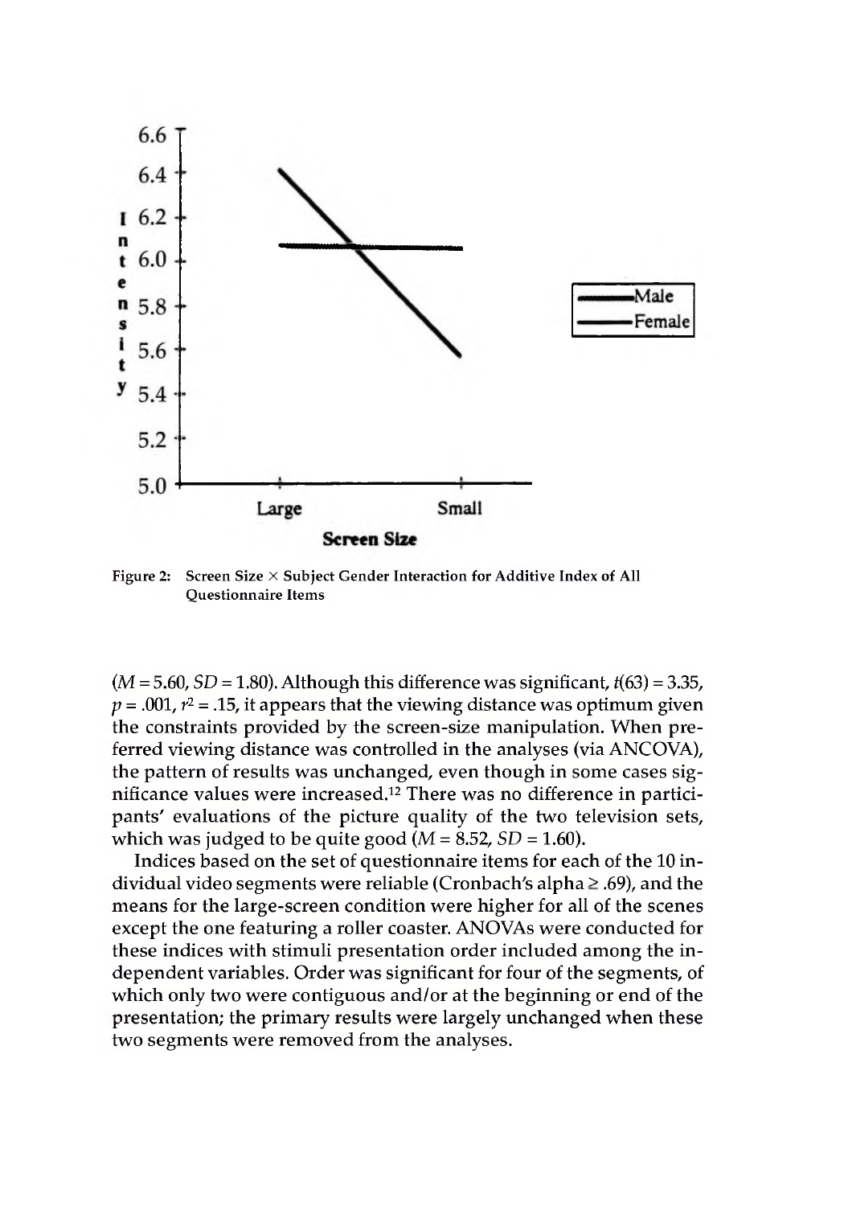Figure 2: Screen Size × Subject Gender Interaction for Additive Index of All Questionnaire Items

($M = 5.60$, $SD = 1.80$). Although this difference was significant, $t(63) = 3.35$, $p = .001$, $r^2 = .15$, it appears that the viewing distance was optimum given the constraints provided by the screen-size manipulation. When preferred viewing distance was controlled in the analyses (via ANCOVA), the pattern of results was unchanged, even though in some cases significance values were increased.[12] There was no difference in participants' evaluations of the picture quality of the two television sets, which was judged to be quite good ($M = 8.52$, $SD = 1.60$).

Indices based on the set of questionnaire items for each of the 10 individual video segments were reliable (Cronbach's alpha $\geq .69$), and the means for the large-screen condition were higher for all of the scenes except the one featuring a roller coaster. ANOVAs were conducted for these indices with stimuli presentation order included among the independent variables. Order was significant for four of the segments, of which only two were contiguous and/or at the beginning or end of the presentation; the primary results were largely unchanged when these two segments were removed from the analyses.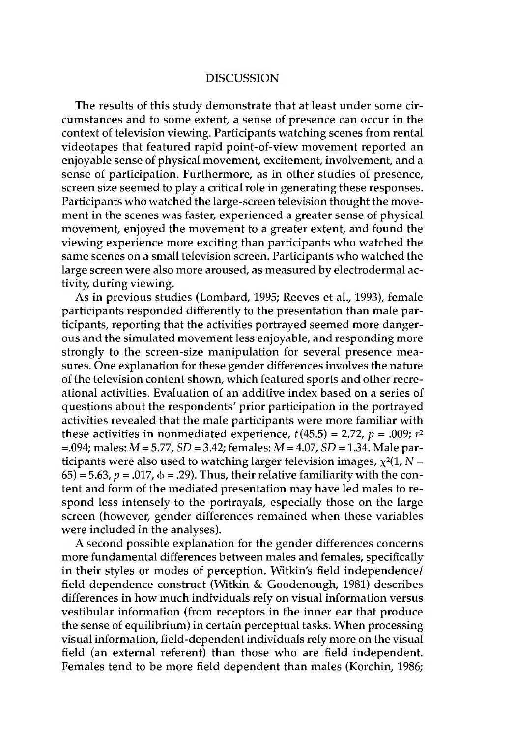## DISCUSSION

The results of this study demonstrate that at least under some circumstances and to some extent, a sense of presence can occur in the context of television viewing. Participants watching scenes from rental videotapes that featured rapid point-of-view movement reported an enjoyable sense of physical movement, excitement, involvement, and a sense of participation. Furthermore, as in other studies of presence, screen size seemed to play a critical role in generating these responses. Participants who watched the large-screen television thought the movement in the scenes was faster, experienced a greater sense of physical movement, enjoyed the movement to a greater extent, and found the viewing experience more exciting than participants who watched the same scenes on a small television screen. Participants who watched the large screen were also more aroused, as measured by electrodermal activity, during viewing.

As in previous studies (Lombard, 1995; Reeves et al., 1993), female participants responded differently to the presentation than male participants, reporting that the activities portrayed seemed more dangerous and the simulated movement less enjoyable, and responding more strongly to the screen-size manipulation for several presence measures. One explanation for these gender differences involves the nature of the television content shown, which featured sports and other recreational activities. Evaluation of an additive index based on a series of questions about the respondents' prior participation in the portrayed activities revealed that the male participants were more familiar with these activities in nonmediated experience, $t(45.5) = 2.72$, $p = .009$; $r^2 = .094$; males: $M = 5.77$, $SD = 3.42$; females: $M = 4.07$, $SD = 1.34$. Male participants were also used to watching larger television images, $\chi^2(1, N = 65) = 5.63$, $p = .017$, $\phi = .29$). Thus, their relative familiarity with the content and form of the mediated presentation may have led males to respond less intensely to the portrayals, especially those on the large screen (however, gender differences remained when these variables were included in the analyses).

A second possible explanation for the gender differences concerns more fundamental differences between males and females, specifically in their styles or modes of perception. Witkin's field independence/field dependence construct (Witkin & Goodenough, 1981) describes differences in how much individuals rely on visual information versus vestibular information (from receptors in the inner ear that produce the sense of equilibrium) in certain perceptual tasks. When processing visual information, field-dependent individuals rely more on the visual field (an external referent) than those who are field independent. Females tend to be more field dependent than males (Korchin, 1986;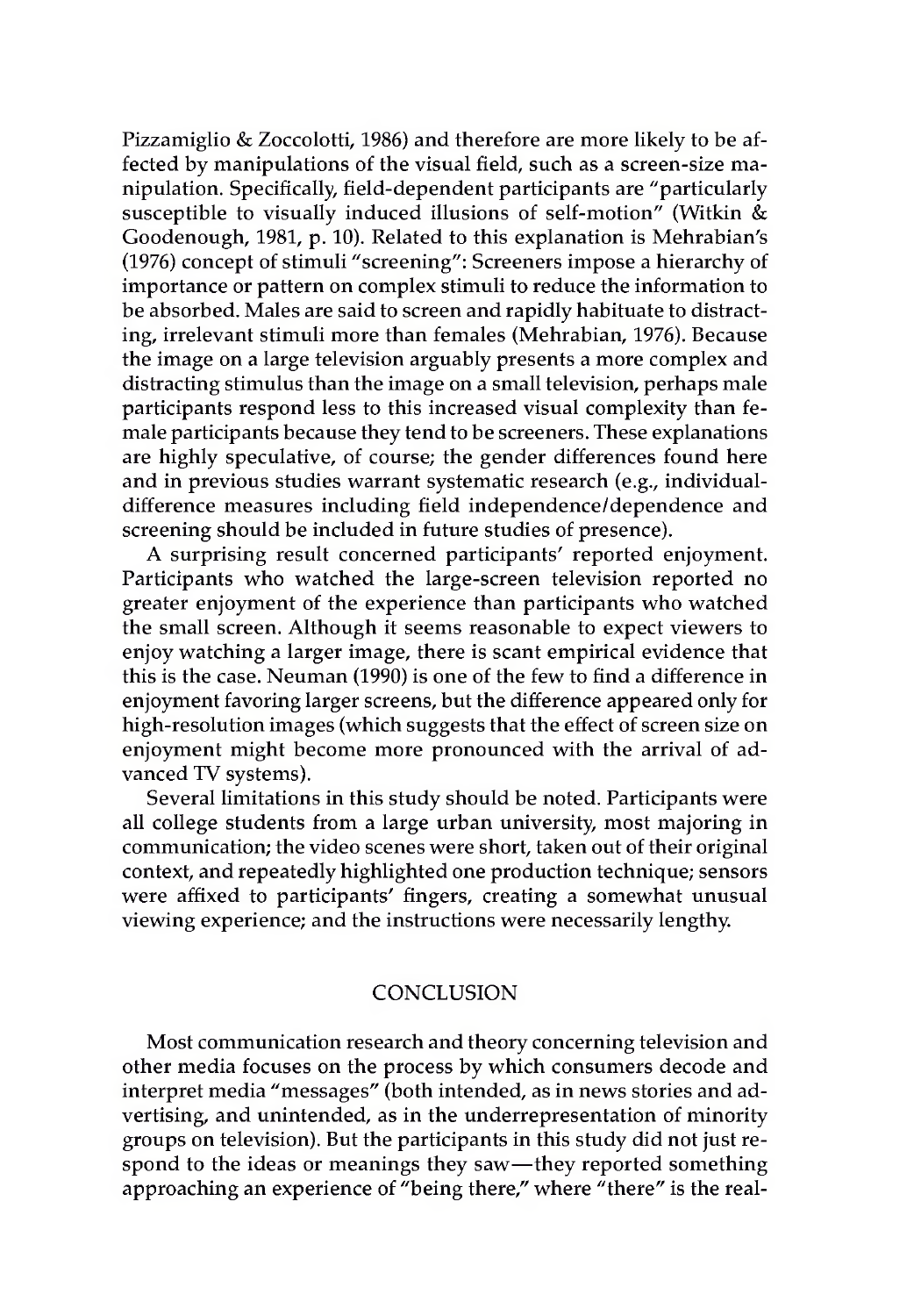Pizzamiglio & Zoccolotti, 1986) and therefore are more likely to be affected by manipulations of the visual field, such as a screen-size manipulation. Specifically, field-dependent participants are "particularly susceptible to visually induced illusions of self-motion" (Witkin & Goodenough, 1981, p. 10). Related to this explanation is Mehrabian's (1976) concept of stimuli "screening": Screeners impose a hierarchy of importance or pattern on complex stimuli to reduce the information to be absorbed. Males are said to screen and rapidly habituate to distracting, irrelevant stimuli more than females (Mehrabian, 1976). Because the image on a large television arguably presents a more complex and distracting stimulus than the image on a small television, perhaps male participants respond less to this increased visual complexity than female participants because they tend to be screeners. These explanations are highly speculative, of course; the gender differences found here and in previous studies warrant systematic research (e.g., individual-difference measures including field independence/dependence and screening should be included in future studies of presence).

A surprising result concerned participants' reported enjoyment. Participants who watched the large-screen television reported no greater enjoyment of the experience than participants who watched the small screen. Although it seems reasonable to expect viewers to enjoy watching a larger image, there is scant empirical evidence that this is the case. Neuman (1990) is one of the few to find a difference in enjoyment favoring larger screens, but the difference appeared only for high-resolution images (which suggests that the effect of screen size on enjoyment might become more pronounced with the arrival of advanced TV systems).

Several limitations in this study should be noted. Participants were all college students from a large urban university, most majoring in communication; the video scenes were short, taken out of their original context, and repeatedly highlighted one production technique; sensors were affixed to participants' fingers, creating a somewhat unusual viewing experience; and the instructions were necessarily lengthy.

## CONCLUSION

Most communication research and theory concerning television and other media focuses on the process by which consumers decode and interpret media "messages" (both intended, as in news stories and advertising, and unintended, as in the underrepresentation of minority groups on television). But the participants in this study did not just respond to the ideas or meanings they saw—they reported something approaching an experience of "being there," where "there" is the real-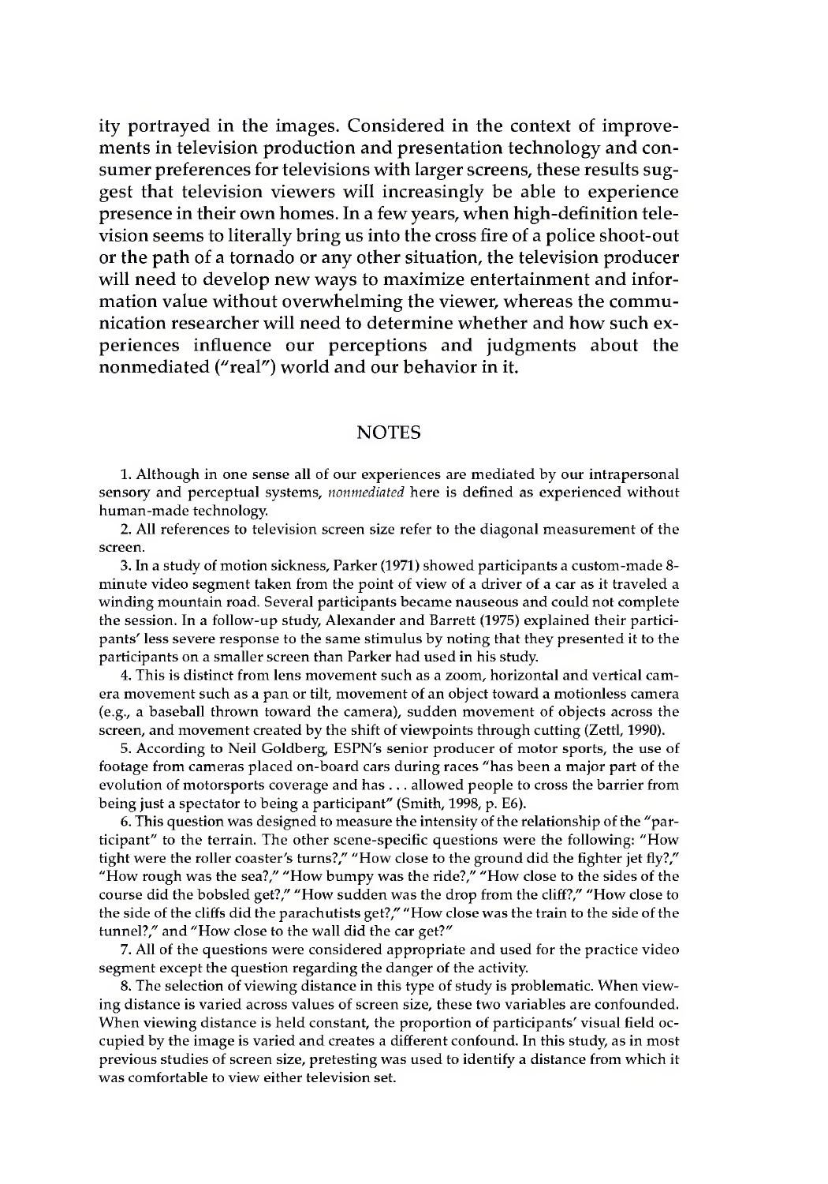ity portrayed in the images. Considered in the context of improvements in television production and presentation technology and consumer preferences for televisions with larger screens, these results suggest that television viewers will increasingly be able to experience presence in their own homes. In a few years, when high-definition television seems to literally bring us into the cross fire of a police shoot-out or the path of a tornado or any other situation, the television producer will need to develop new ways to maximize entertainment and information value without overwhelming the viewer, whereas the communication researcher will need to determine whether and how such experiences influence our perceptions and judgments about the nonmediated ("real") world and our behavior in it.

## NOTES

1. Although in one sense all of our experiences are mediated by our intrapersonal sensory and perceptual systems, *nonmediated* here is defined as experienced without human-made technology.

2. All references to television screen size refer to the diagonal measurement of the screen.

3. In a study of motion sickness, Parker (1971) showed participants a custom-made 8-minute video segment taken from the point of view of a driver of a car as it traveled a winding mountain road. Several participants became nauseous and could not complete the session. In a follow-up study, Alexander and Barrett (1975) explained their participants' less severe response to the same stimulus by noting that they presented it to the participants on a smaller screen than Parker had used in his study.

4. This is distinct from lens movement such as a zoom, horizontal and vertical camera movement such as a pan or tilt, movement of an object toward a motionless camera (e.g., a baseball thrown toward the camera), sudden movement of objects across the screen, and movement created by the shift of viewpoints through cutting (Zettl, 1990).

5. According to Neil Goldberg, ESPN's senior producer of motor sports, the use of footage from cameras placed on-board cars during races "has been a major part of the evolution of motorsports coverage and has . . . allowed people to cross the barrier from being just a spectator to being a participant" (Smith, 1998, p. E6).

6. This question was designed to measure the intensity of the relationship of the "participant" to the terrain. The other scene-specific questions were the following: "How tight were the roller coaster's turns?," "How close to the ground did the fighter jet fly?," "How rough was the sea?," "How bumpy was the ride?," "How close to the sides of the course did the bobsled get?," "How sudden was the drop from the cliff?," "How close to the side of the cliffs did the parachutists get?," "How close was the train to the side of the tunnel?," and "How close to the wall did the car get?"

7. All of the questions were considered appropriate and used for the practice video segment except the question regarding the danger of the activity.

8. The selection of viewing distance in this type of study is problematic. When viewing distance is varied across values of screen size, these two variables are confounded. When viewing distance is held constant, the proportion of participants' visual field occupied by the image is varied and creates a different confound. In this study, as in most previous studies of screen size, pretesting was used to identify a distance from which it was comfortable to view either television set.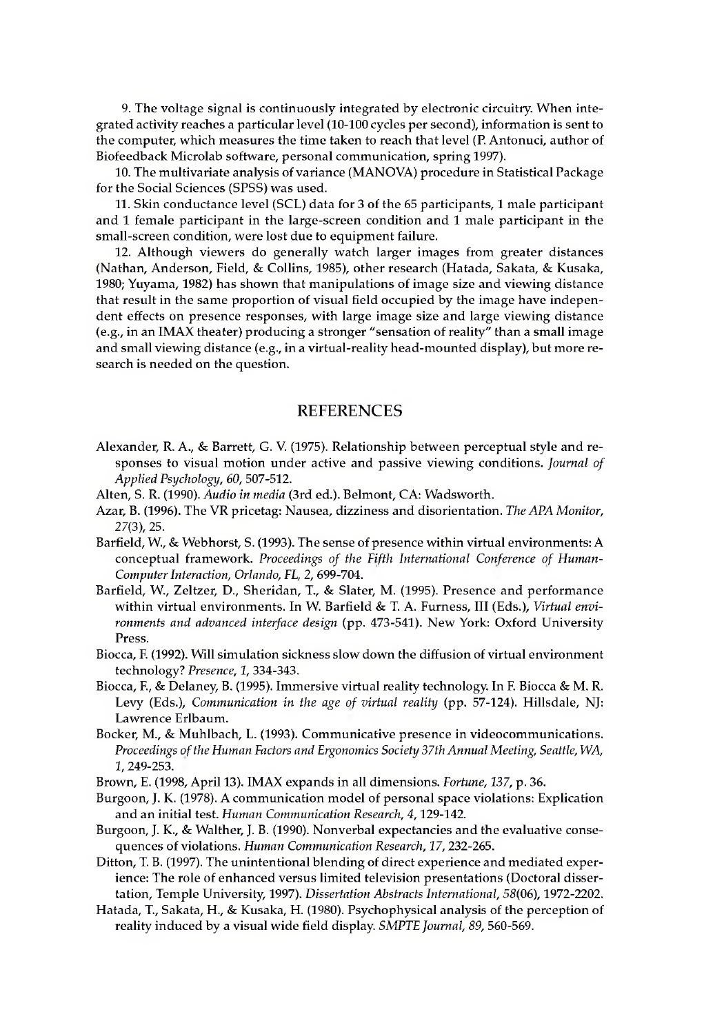9. The voltage signal is continuously integrated by electronic circuitry. When integrated activity reaches a particular level (10-100 cycles per second), information is sent to the computer, which measures the time taken to reach that level (P. Antonuci, author of Biofeedback Microlab software, personal communication, spring 1997).

10. The multivariate analysis of variance (MANOVA) procedure in Statistical Package for the Social Sciences (SPSS) was used.

11. Skin conductance level (SCL) data for 3 of the 65 participants, 1 male participant and 1 female participant in the large-screen condition and 1 male participant in the small-screen condition, were lost due to equipment failure.

12. Although viewers do generally watch larger images from greater distances (Nathan, Anderson, Field, & Collins, 1985), other research (Hatada, Sakata, & Kusaka, 1980; Yuyama, 1982) has shown that manipulations of image size and viewing distance that result in the same proportion of visual field occupied by the image have independent effects on presence responses, with large image size and large viewing distance (e.g., in an IMAX theater) producing a stronger "sensation of reality" than a small image and small viewing distance (e.g., in a virtual-reality head-mounted display), but more research is needed on the question.

## REFERENCES

Alexander, R. A., & Barrett, G. V. (1975). Relationship between perceptual style and responses to visual motion under active and passive viewing conditions. *Journal of Applied Psychology, 60*, 507-512.

Alten, S. R. (1990). *Audio in media* (3rd ed.). Belmont, CA: Wadsworth.

Azar, B. (1996). The VR pricetag: Nausea, dizziness and disorientation. *The APA Monitor, 27*(3), 25.

Barfield, W., & Webhorst, S. (1993). The sense of presence within virtual environments: A conceptual framework. *Proceedings of the Fifth International Conference of Human-Computer Interaction, Orlando, FL, 2*, 699-704.

Barfield, W., Zeltzer, D., Sheridan, T., & Slater, M. (1995). Presence and performance within virtual environments. In W. Barfield & T. A. Furness, III (Eds.), *Virtual environments and advanced interface design* (pp. 473-541). New York: Oxford University Press.

Biocca, F. (1992). Will simulation sickness slow down the diffusion of virtual environment technology? *Presence, 1*, 334-343.

Biocca, F., & Delaney, B. (1995). Immersive virtual reality technology. In F. Biocca & M. R. Levy (Eds.), *Communication in the age of virtual reality* (pp. 57-124). Hillsdale, NJ: Lawrence Erlbaum.

Bocker, M., & Muhlbach, L. (1993). Communicative presence in videocommunications. *Proceedings of the Human Factors and Ergonomics Society 37th Annual Meeting, Seattle, WA, 1*, 249-253.

Brown, E. (1998, April 13). IMAX expands in all dimensions. *Fortune, 137*, p. 36.

Burgoon, J. K. (1978). A communication model of personal space violations: Explication and an initial test. *Human Communication Research, 4*, 129-142.

Burgoon, J. K., & Walther, J. B. (1990). Nonverbal expectancies and the evaluative consequences of violations. *Human Communication Research, 17*, 232-265.

Ditton, T. B. (1997). The unintentional blending of direct experience and mediated experience: The role of enhanced versus limited television presentations (Doctoral dissertation, Temple University, 1997). *Dissertation Abstracts International, 58*(06), 1972-2202.

Hatada, T., Sakata, H., & Kusaka, H. (1980). Psychophysical analysis of the perception of reality induced by a visual wide field display. *SMPTE Journal, 89*, 560-569.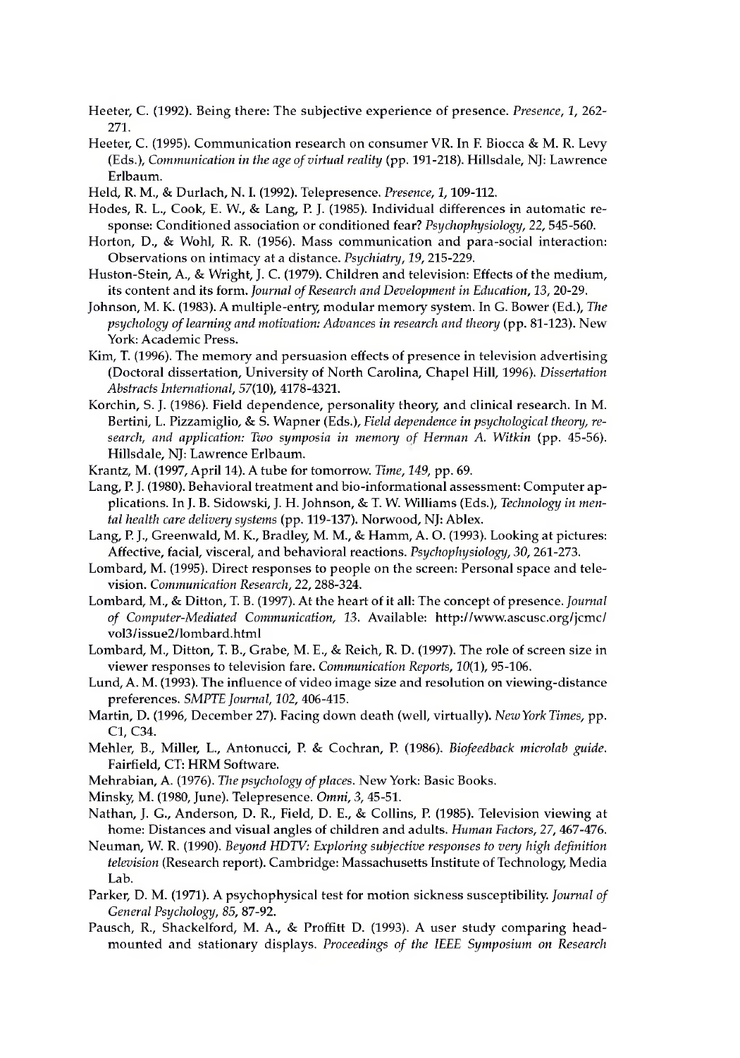Heeter, C. (1992). Being there: The subjective experience of presence. *Presence, 1*, 262-271.

Heeter, C. (1995). Communication research on consumer VR. In F. Biocca & M. R. Levy (Eds.), *Communication in the age of virtual reality* (pp. 191-218). Hillsdale, NJ: Lawrence Erlbaum.

Held, R. M., & Durlach, N. I. (1992). Telepresence. *Presence, 1*, 109-112.

Hodes, R. L., Cook, E. W., & Lang, P. J. (1985). Individual differences in automatic response: Conditioned association or conditioned fear? *Psychophysiology, 22*, 545-560.

Horton, D., & Wohl, R. R. (1956). Mass communication and para-social interaction: Observations on intimacy at a distance. *Psychiatry, 19*, 215-229.

Huston-Stein, A., & Wright, J. C. (1979). Children and television: Effects of the medium, its content and its form. *Journal of Research and Development in Education, 13*, 20-29.

Johnson, M. K. (1983). A multiple-entry, modular memory system. In G. Bower (Ed.), *The psychology of learning and motivation: Advances in research and theory* (pp. 81-123). New York: Academic Press.

Kim, T. (1996). The memory and persuasion effects of presence in television advertising (Doctoral dissertation, University of North Carolina, Chapel Hill, 1996). *Dissertation Abstracts International, 57*(10), 4178-4321.

Korchin, S. J. (1986). Field dependence, personality theory, and clinical research. In M. Bertini, L. Pizzamiglio, & S. Wapner (Eds.), *Field dependence in psychological theory, research, and application: Two symposia in memory of Herman A. Witkin* (pp. 45-56). Hillsdale, NJ: Lawrence Erlbaum.

Krantz, M. (1997, April 14). A tube for tomorrow. *Time, 149*, pp. 69.

Lang, P. J. (1980). Behavioral treatment and bio-informational assessment: Computer applications. In J. B. Sidowski, J. H. Johnson, & T. W. Williams (Eds.), *Technology in mental health care delivery systems* (pp. 119-137). Norwood, NJ: Ablex.

Lang, P. J., Greenwald, M. K., Bradley, M. M., & Hamm, A. O. (1993). Looking at pictures: Affective, facial, visceral, and behavioral reactions. *Psychophysiology, 30*, 261-273.

Lombard, M. (1995). Direct responses to people on the screen: Personal space and television. *Communication Research, 22*, 288-324.

Lombard, M., & Ditton, T. B. (1997). At the heart of it all: The concept of presence. *Journal of Computer-Mediated Communication, 13*. Available: http://www.ascusc.org/jcmc/vol3/issue2/lombard.html

Lombard, M., Ditton, T. B., Grabe, M. E., & Reich, R. D. (1997). The role of screen size in viewer responses to television fare. *Communication Reports, 10*(1), 95-106.

Lund, A. M. (1993). The influence of video image size and resolution on viewing-distance preferences. *SMPTE Journal, 102*, 406-415.

Martin, D. (1996, December 27). Facing down death (well, virtually). *New York Times*, pp. C1, C34.

Mehler, B., Miller, L., Antonucci, P. & Cochran, P. (1986). *Biofeedback microlab guide.* Fairfield, CT: HRM Software.

Mehrabian, A. (1976). *The psychology of places.* New York: Basic Books.

Minsky, M. (1980, June). Telepresence. *Omni, 3*, 45-51.

Nathan, J. G., Anderson, D. R., Field, D. E., & Collins, P. (1985). Television viewing at home: Distances and visual angles of children and adults. *Human Factors, 27*, 467-476.

Neuman, W. R. (1990). *Beyond HDTV: Exploring subjective responses to very high definition television* (Research report). Cambridge: Massachusetts Institute of Technology, Media Lab.

Parker, D. M. (1971). A psychophysical test for motion sickness susceptibility. *Journal of General Psychology, 85*, 87-92.

Pausch, R., Shackelford, M. A., & Proffitt D. (1993). A user study comparing head-mounted and stationary displays. *Proceedings of the IEEE Symposium on Research*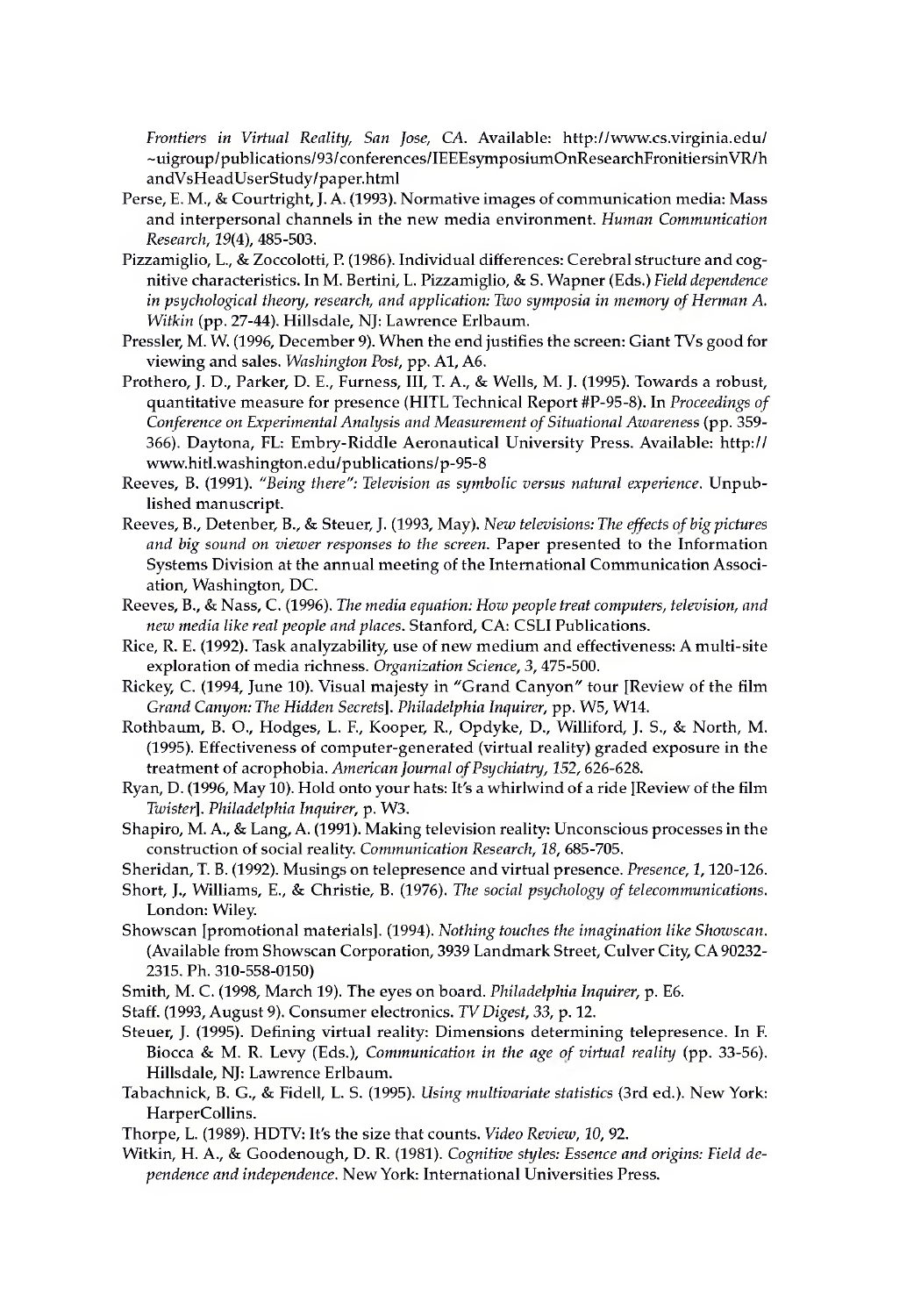*Frontiers in Virtual Reality, San Jose, CA*. Available: http://www.cs.virginia.edu/~uigroup/publications/93/conferences/IEEEsymposiumOnResearchFronitiersinVR/handVsHeadUserStudy/paper.html

Perse, E. M., & Courtright, J. A. (1993). Normative images of communication media: Mass and interpersonal channels in the new media environment. *Human Communication Research, 19*(4), 485-503.

Pizzamiglio, L., & Zoccolotti, P. (1986). Individual differences: Cerebral structure and cognitive characteristics. In M. Bertini, L. Pizzamiglio, & S. Wapner (Eds.) *Field dependence in psychological theory, research, and application: Two symposia in memory of Herman A. Witkin* (pp. 27-44). Hillsdale, NJ: Lawrence Erlbaum.

Pressler, M. W. (1996, December 9). When the end justifies the screen: Giant TVs good for viewing and sales. *Washington Post*, pp. A1, A6.

Prothero, J. D., Parker, D. E., Furness, III, T. A., & Wells, M. J. (1995). Towards a robust, quantitative measure for presence (HITL Technical Report #P-95-8). In *Proceedings of Conference on Experimental Analysis and Measurement of Situational Awareness* (pp. 359-366). Daytona, FL: Embry-Riddle Aeronautical University Press. Available: http://www.hitl.washington.edu/publications/p-95-8

Reeves, B. (1991). *"Being there": Television as symbolic versus natural experience*. Unpublished manuscript.

Reeves, B., Detenber, B., & Steuer, J. (1993, May). *New televisions: The effects of big pictures and big sound on viewer responses to the screen*. Paper presented to the Information Systems Division at the annual meeting of the International Communication Association, Washington, DC.

Reeves, B., & Nass, C. (1996). *The media equation: How people treat computers, television, and new media like real people and places*. Stanford, CA: CSLI Publications.

Rice, R. E. (1992). Task analyzability, use of new medium and effectiveness: A multi-site exploration of media richness. *Organization Science, 3*, 475-500.

Rickey, C. (1994, June 10). Visual majesty in "Grand Canyon" tour [Review of the film *Grand Canyon: The Hidden Secrets*]. *Philadelphia Inquirer*, pp. W5, W14.

Rothbaum, B. O., Hodges, L. F., Kooper, R., Opdyke, D., Williford, J. S., & North, M. (1995). Effectiveness of computer-generated (virtual reality) graded exposure in the treatment of acrophobia. *American Journal of Psychiatry, 152*, 626-628.

Ryan, D. (1996, May 10). Hold onto your hats: It's a whirlwind of a ride [Review of the film *Twister*]. *Philadelphia Inquirer*, p. W3.

Shapiro, M. A., & Lang, A. (1991). Making television reality: Unconscious processes in the construction of social reality. *Communication Research, 18*, 685-705.

Sheridan, T. B. (1992). Musings on telepresence and virtual presence. *Presence, 1*, 120-126.

Short, J., Williams, E., & Christie, B. (1976). *The social psychology of telecommunications*. London: Wiley.

Showscan [promotional materials]. (1994). *Nothing touches the imagination like Showscan*. (Available from Showscan Corporation, 3939 Landmark Street, Culver City, CA 90232-2315. Ph. 310-558-0150)

Smith, M. C. (1998, March 19). The eyes on board. *Philadelphia Inquirer*, p. E6.

Staff. (1993, August 9). Consumer electronics. *TV Digest, 33*, p. 12.

Steuer, J. (1995). Defining virtual reality: Dimensions determining telepresence. In F. Biocca & M. R. Levy (Eds.), *Communication in the age of virtual reality* (pp. 33-56). Hillsdale, NJ: Lawrence Erlbaum.

Tabachnick, B. G., & Fidell, L. S. (1995). *Using multivariate statistics* (3rd ed.). New York: HarperCollins.

Thorpe, L. (1989). HDTV: It's the size that counts. *Video Review, 10*, 92.

Witkin, H. A., & Goodenough, D. R. (1981). *Cognitive styles: Essence and origins: Field dependence and independence*. New York: International Universities Press.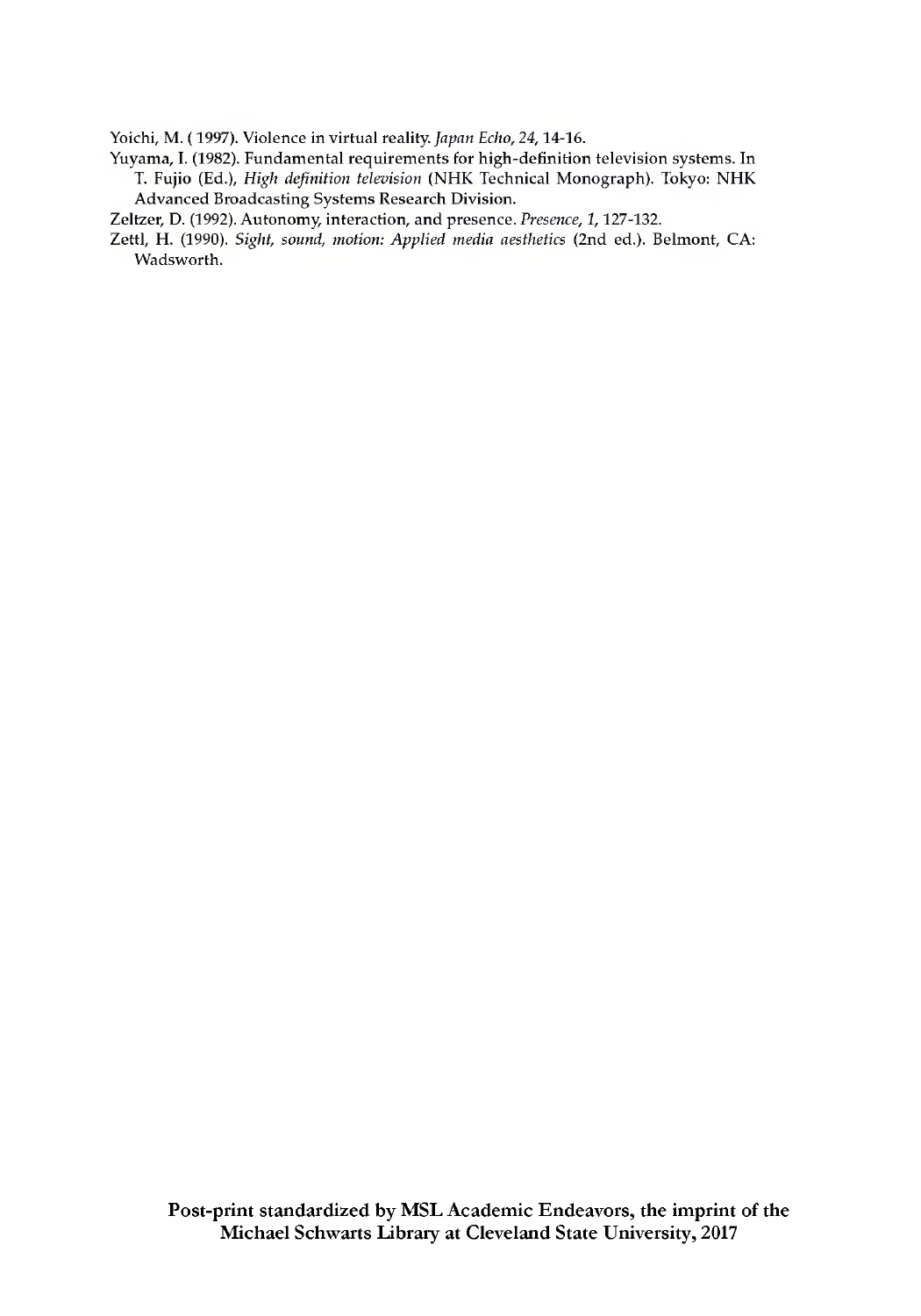Yoichi, M. ( 1997). Violence in virtual reality. *Japan Echo*, *24*, 14-16.

Yuyama, I. (1982). Fundamental requirements for high-definition television systems. In T. Fujio (Ed.), *High definition television* (NHK Technical Monograph). Tokyo: NHK Advanced Broadcasting Systems Research Division.

Zeltzer, D. (1992). Autonomy, interaction, and presence. *Presence*, *1*, 127-132.

Zettl, H. (1990). *Sight, sound, motion: Applied media aesthetics* (2nd ed.). Belmont, CA: Wadsworth.

**Post-print standardized by MSL Academic Endeavors, the imprint of the Michael Schwartz Library at Cleveland State University, 2017**